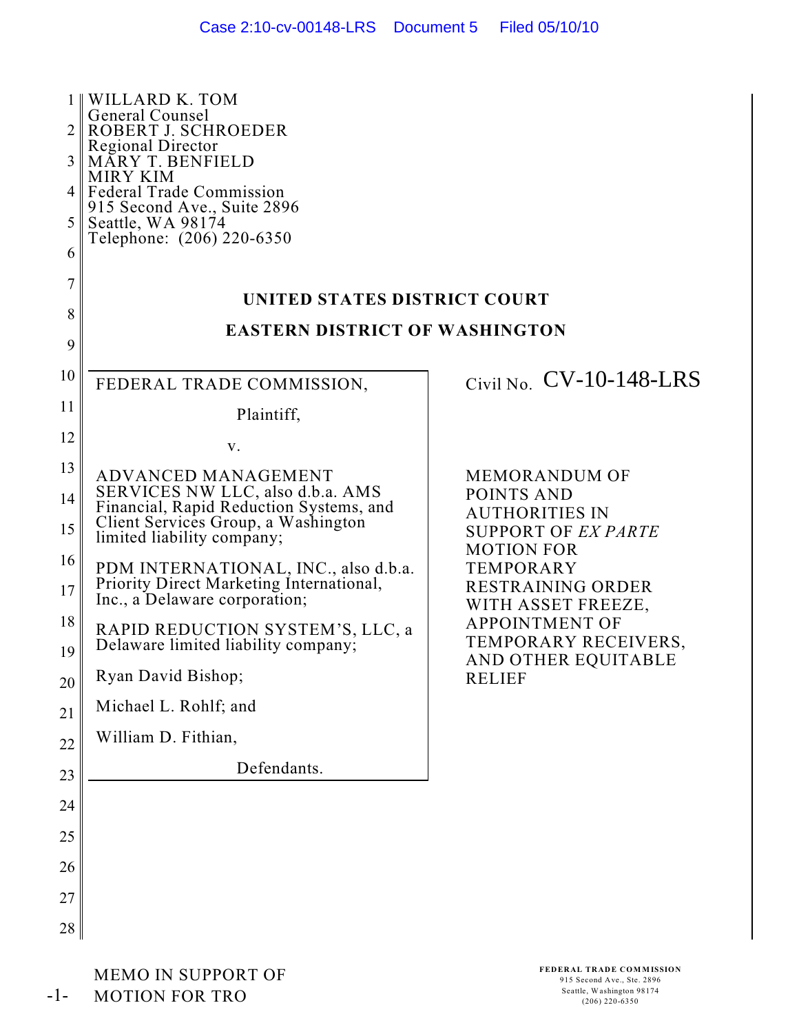WILLARD K. TOM
General Counsel
ROBERT J. SCHROEDER
Regional Director
MARY T. BENFIELD
MIRY KIM
Federal Trade Commission
915 Second Ave., Suite 2896
Seattle, WA 98174
Telephone: (206) 220-6350

**UNITED STATES DISTRICT COURT**

**EASTERN DISTRICT OF WASHINGTON**

| | |
|---|---|
| FEDERAL TRADE COMMISSION,<br><br>Plaintiff,<br><br>v.<br><br>ADVANCED MANAGEMENT SERVICES NW LLC, also d.b.a. AMS Financial, Rapid Reduction Systems, and Client Services Group, a Washington limited liability company;<br><br>PDM INTERNATIONAL, INC., also d.b.a. Priority Direct Marketing International, Inc., a Delaware corporation;<br><br>RAPID REDUCTION SYSTEM'S, LLC, a Delaware limited liability company;<br><br>Ryan David Bishop;<br><br>Michael L. Rohlf; and<br><br>William D. Fithian,<br><br>Defendants. | Civil No. CV-10-148-LRS<br><br>MEMORANDUM OF POINTS AND AUTHORITIES IN SUPPORT OF *EX PARTE* MOTION FOR TEMPORARY RESTRAINING ORDER WITH ASSET FREEZE, APPOINTMENT OF TEMPORARY RECEIVERS, AND OTHER EQUITABLE RELIEF |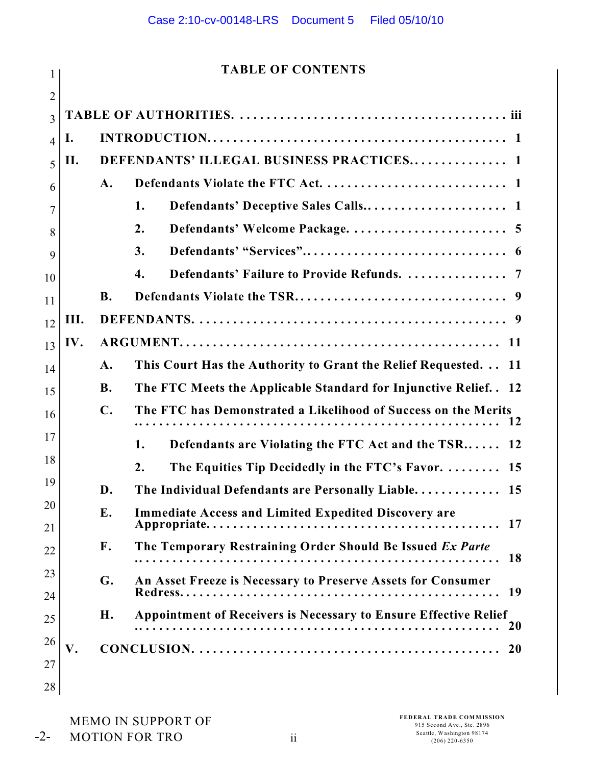# TABLE OF CONTENTS

TABLE OF AUTHORITIES . . . . . . . . . . . . . . . . . . . . . . . . . . . . . . . . . . . . . . . . iii

I. INTRODUCTION . . . . . . . . . . . . . . . . . . . . . . . . . . . . . . . . . . . . . . . . . . . . . 1

II. DEFENDANTS' ILLEGAL BUSINESS PRACTICES . . . . . . . . . . . . . . . . 1

- A. Defendants Violate the FTC Act . . . . . . . . . . . . . . . . . . . . . . . . . . . . 1
  - 1. Defendants' Deceptive Sales Calls . . . . . . . . . . . . . . . . . . . . . . 1
  - 2. Defendants' Welcome Package . . . . . . . . . . . . . . . . . . . . . . . . 5
  - 3. Defendants' "Services" . . . . . . . . . . . . . . . . . . . . . . . . . . . . . . 6
  - 4. Defendants' Failure to Provide Refunds . . . . . . . . . . . . . . . . . 7
- B. Defendants Violate the TSR . . . . . . . . . . . . . . . . . . . . . . . . . . . . . . . 9

III. DEFENDANTS . . . . . . . . . . . . . . . . . . . . . . . . . . . . . . . . . . . . . . . . . . . . . . 9

IV. ARGUMENT . . . . . . . . . . . . . . . . . . . . . . . . . . . . . . . . . . . . . . . . . . . . . . . 11

- A. This Court Has the Authority to Grant the Relief Requested . . . 11
- B. The FTC Meets the Applicable Standard for Injunctive Relief . . 12
- C. The FTC has Demonstrated a Likelihood of Success on the Merits . . . . . . . . . . . . . . . . . . . . . . . . . . . . . . . . . . . . . . . . . . . . . . . . . . . . 12
  - 1. Defendants are Violating the FTC Act and the TSR . . . . . . 12
  - 2. The Equities Tip Decidedly in the FTC's Favor . . . . . . . . . 15
- D. The Individual Defendants are Personally Liable . . . . . . . . . . . . . 15
- E. Immediate Access and Limited Expedited Discovery are Appropriate . . . . . . . . . . . . . . . . . . . . . . . . . . . . . . . . . . . . . . . . . . . . 17
- F. The Temporary Restraining Order Should Be Issued *Ex Parte* . . . . . . . . . . . . . . . . . . . . . . . . . . . . . . . . . . . . . . . . . . . . . . . . . . . . 18
- G. An Asset Freeze is Necessary to Preserve Assets for Consumer Redress . . . . . . . . . . . . . . . . . . . . . . . . . . . . . . . . . . . . . . . . . . . . . 19
- H. Appointment of Receivers is Necessary to Ensure Effective Relief . . . . . . . . . . . . . . . . . . . . . . . . . . . . . . . . . . . . . . . . . . . . . . . . . . . . 20

V. CONCLUSION . . . . . . . . . . . . . . . . . . . . . . . . . . . . . . . . . . . . . . . . . . . . . . 20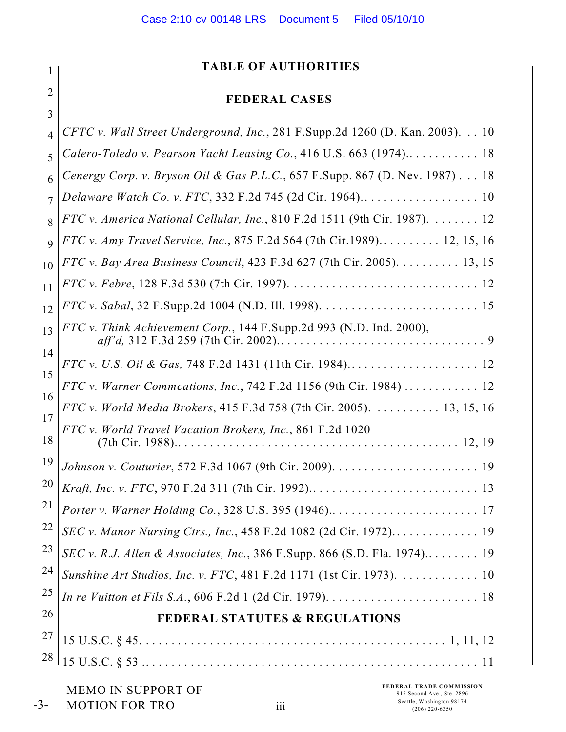# TABLE OF AUTHORITIES

## FEDERAL CASES

*CFTC v. Wall Street Underground, Inc.*, 281 F.Supp.2d 1260 (D. Kan. 2003). . . 10

*Calero-Toledo v. Pearson Yacht Leasing Co.*, 416 U.S. 663 (1974).. . . . . . . . . . . 18

*Cenergy Corp. v. Bryson Oil & Gas P.L.C.*, 657 F.Supp. 867 (D. Nev. 1987) . . . 18

*Delaware Watch Co. v. FTC*, 332 F.2d 745 (2d Cir. 1964).. . . . . . . . . . . . . . . . . . 10

*FTC v. America National Cellular, Inc.*, 810 F.2d 1511 (9th Cir. 1987). . . . . . . . 12

*FTC v. Amy Travel Service, Inc.*, 875 F.2d 564 (7th Cir.1989).. . . . . . . . . 12, 15, 16

*FTC v. Bay Area Business Council*, 423 F.3d 627 (7th Cir. 2005). . . . . . . . . . 13, 15

*FTC v. Febre*, 128 F.3d 530 (7th Cir. 1997). . . . . . . . . . . . . . . . . . . . . . . . . . . . . . 12

*FTC v. Sabal*, 32 F.Supp.2d 1004 (N.D. Ill. 1998). . . . . . . . . . . . . . . . . . . . . . . . . 15

*FTC v. Think Achievement Corp.*, 144 F.Supp.2d 993 (N.D. Ind. 2000), *aff'd,* 312 F.3d 259 (7th Cir. 2002).. . . . . . . . . . . . . . . . . . . . . . . . . . . . . . . . . 9

*FTC v. U.S. Oil & Gas,* 748 F.2d 1431 (11th Cir. 1984).. . . . . . . . . . . . . . . . . . . . 12

*FTC v. Warner Commcations, Inc.*, 742 F.2d 1156 (9th Cir. 1984) . . . . . . . . . . . . 12

*FTC v. World Media Brokers*, 415 F.3d 758 (7th Cir. 2005). . . . . . . . . . . 13, 15, 16

*FTC v. World Travel Vacation Brokers, Inc.*, 861 F.2d 1020 (7th Cir. 1988).. . . . . . . . . . . . . . . . . . . . . . . . . . . . . . . . . . . . . . . . . . . 12, 19

*Johnson v. Couturier*, 572 F.3d 1067 (9th Cir. 2009). . . . . . . . . . . . . . . . . . . . . . . 19

*Kraft, Inc. v. FTC*, 970 F.2d 311 (7th Cir. 1992).. . . . . . . . . . . . . . . . . . . . . . . . . . 13

*Porter v. Warner Holding Co.*, 328 U.S. 395 (1946).. . . . . . . . . . . . . . . . . . . . . . . 17

*SEC v. Manor Nursing Ctrs., Inc.*, 458 F.2d 1082 (2d Cir. 1972).. . . . . . . . . . . . . . 19

*SEC v. R.J. Allen & Associates, Inc.*, 386 F.Supp. 866 (S.D. Fla. 1974).. . . . . . . . . 19

*Sunshine Art Studios, Inc. v. FTC*, 481 F.2d 1171 (1st Cir. 1973). . . . . . . . . . . . . 10

*In re Vuitton et Fils S.A.*, 606 F.2d 1 (2d Cir. 1979). . . . . . . . . . . . . . . . . . . . . . . . 18

## FEDERAL STATUTES & REGULATIONS

15 U.S.C. § 45. . . . . . . . . . . . . . . . . . . . . . . . . . . . . . . . . . . . . . . . . . . . . . . 1, 11, 12

15 U.S.C. § 53 .. . . . . . . . . . . . . . . . . . . . . . . . . . . . . . . . . . . . . . . . . . . . . . . . . . 11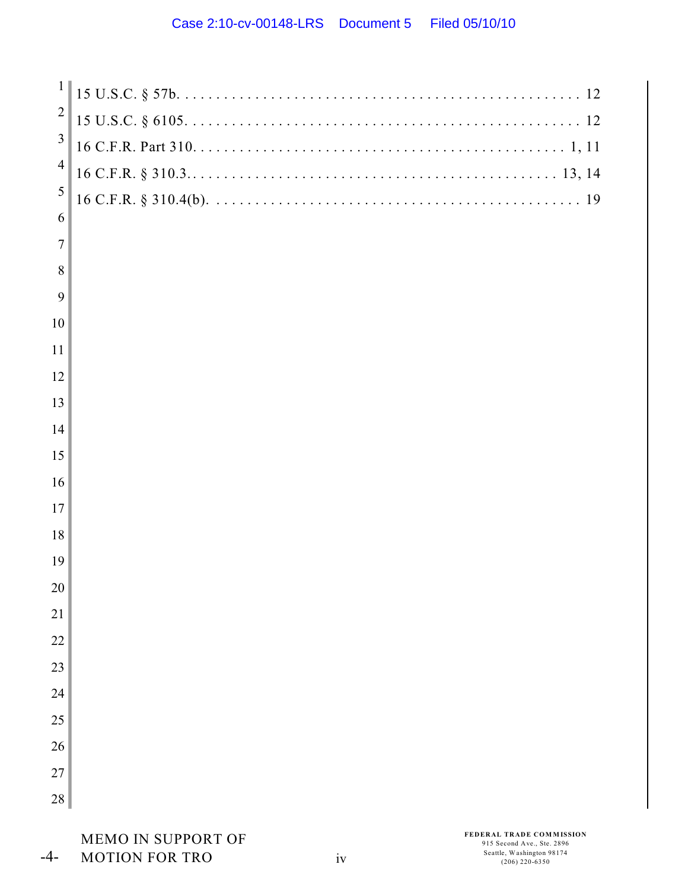15 U.S.C. § 57b. . . . . . . . . . . . . . . . . . . . . . . . . . . . . . . . . . . . . . . . . . . . . . . . . 12

15 U.S.C. § 6105. . . . . . . . . . . . . . . . . . . . . . . . . . . . . . . . . . . . . . . . . . . . . . . . . 12

16 C.F.R. Part 310. . . . . . . . . . . . . . . . . . . . . . . . . . . . . . . . . . . . . . . . . . . . . . . 1, 11

16 C.F.R. § 310.3. . . . . . . . . . . . . . . . . . . . . . . . . . . . . . . . . . . . . . . . . . . . . . 13, 14

16 C.F.R. § 310.4(b). . . . . . . . . . . . . . . . . . . . . . . . . . . . . . . . . . . . . . . . . . . . . . . 19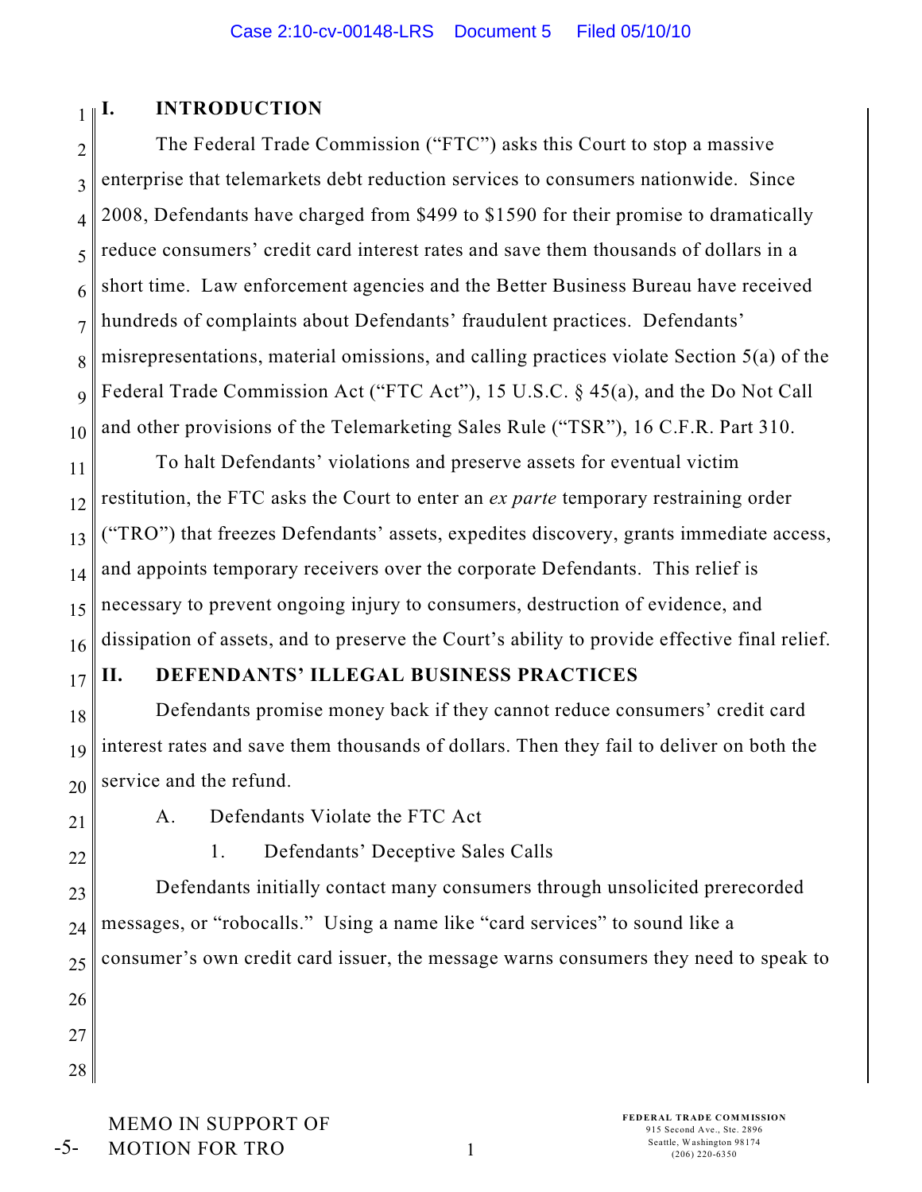# I. INTRODUCTION

The Federal Trade Commission ("FTC") asks this Court to stop a massive enterprise that telemarkets debt reduction services to consumers nationwide. Since 2008, Defendants have charged from $499 to $1590 for their promise to dramatically reduce consumers' credit card interest rates and save them thousands of dollars in a short time. Law enforcement agencies and the Better Business Bureau have received hundreds of complaints about Defendants' fraudulent practices. Defendants' misrepresentations, material omissions, and calling practices violate Section 5(a) of the Federal Trade Commission Act ("FTC Act"), 15 U.S.C. § 45(a), and the Do Not Call and other provisions of the Telemarketing Sales Rule ("TSR"), 16 C.F.R. Part 310.

To halt Defendants' violations and preserve assets for eventual victim restitution, the FTC asks the Court to enter an *ex parte* temporary restraining order ("TRO") that freezes Defendants' assets, expedites discovery, grants immediate access, and appoints temporary receivers over the corporate Defendants. This relief is necessary to prevent ongoing injury to consumers, destruction of evidence, and dissipation of assets, and to preserve the Court's ability to provide effective final relief.

# II. DEFENDANTS' ILLEGAL BUSINESS PRACTICES

Defendants promise money back if they cannot reduce consumers' credit card interest rates and save them thousands of dollars. Then they fail to deliver on both the service and the refund.

## A. Defendants Violate the FTC Act

### 1. Defendants' Deceptive Sales Calls

Defendants initially contact many consumers through unsolicited prerecorded messages, or "robocalls." Using a name like "card services" to sound like a consumer's own credit card issuer, the message warns consumers they need to speak to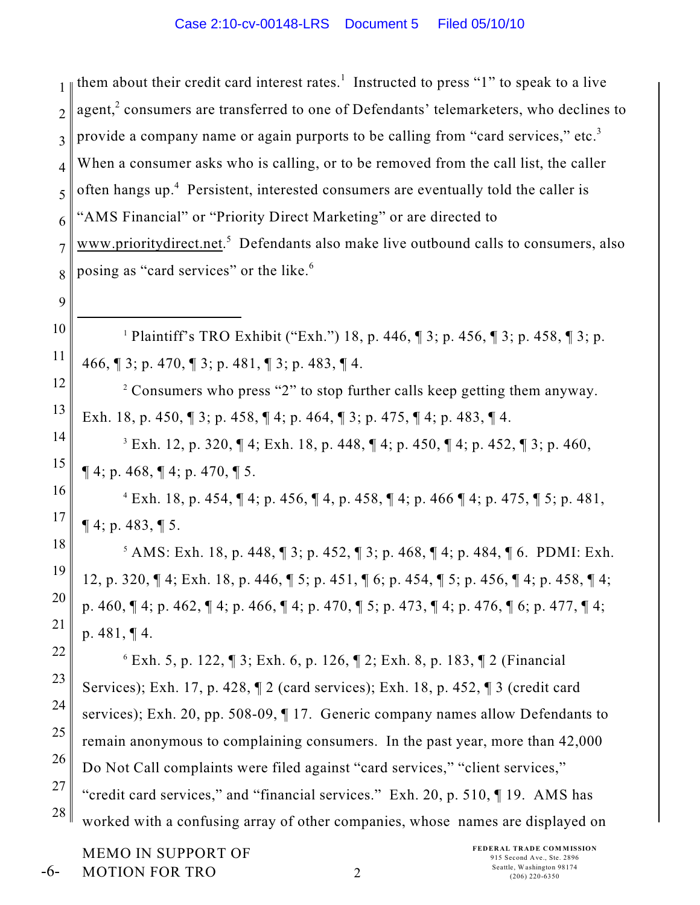them about their credit card interest rates.[1] Instructed to press "1" to speak to a live agent,[2] consumers are transferred to one of Defendants' telemarketers, who declines to provide a company name or again purports to be calling from "card services," etc.[3] When a consumer asks who is calling, or to be removed from the call list, the caller often hangs up.[4] Persistent, interested consumers are eventually told the caller is "AMS Financial" or "Priority Direct Marketing" or are directed to www.prioritydirect.net.[5] Defendants also make live outbound calls to consumers, also posing as "card services" or the like.[6]

---

[1] Plaintiff's TRO Exhibit ("Exh.") 18, p. 446, ¶ 3; p. 456, ¶ 3; p. 458, ¶ 3; p. 466, ¶ 3; p. 470, ¶ 3; p. 481, ¶ 3; p. 483, ¶ 4.

[2] Consumers who press "2" to stop further calls keep getting them anyway. Exh. 18, p. 450, ¶ 3; p. 458, ¶ 4; p. 464, ¶ 3; p. 475, ¶ 4; p. 483, ¶ 4.

[3] Exh. 12, p. 320, ¶ 4; Exh. 18, p. 448, ¶ 4; p. 450, ¶ 4; p. 452, ¶ 3; p. 460, ¶ 4; p. 468, ¶ 4; p. 470, ¶ 5.

[4] Exh. 18, p. 454, ¶ 4; p. 456, ¶ 4, p. 458, ¶ 4; p. 466 ¶ 4; p. 475, ¶ 5; p. 481, ¶ 4; p. 483, ¶ 5.

[5] AMS: Exh. 18, p. 448, ¶ 3; p. 452, ¶ 3; p. 468, ¶ 4; p. 484, ¶ 6. PDMI: Exh. 12, p. 320, ¶ 4; Exh. 18, p. 446, ¶ 5; p. 451, ¶ 6; p. 454, ¶ 5; p. 456, ¶ 4; p. 458, ¶ 4; p. 460, ¶ 4; p. 462, ¶ 4; p. 466, ¶ 4; p. 470, ¶ 5; p. 473, ¶ 4; p. 476, ¶ 6; p. 477, ¶ 4; p. 481, ¶ 4.

[6] Exh. 5, p. 122, ¶ 3; Exh. 6, p. 126, ¶ 2; Exh. 8, p. 183, ¶ 2 (Financial Services); Exh. 17, p. 428, ¶ 2 (card services); Exh. 18, p. 452, ¶ 3 (credit card services); Exh. 20, pp. 508-09, ¶ 17. Generic company names allow Defendants to remain anonymous to complaining consumers. In the past year, more than 42,000 Do Not Call complaints were filed against "card services," "client services," "credit card services," and "financial services." Exh. 20, p. 510, ¶ 19. AMS has worked with a confusing array of other companies, whose names are displayed on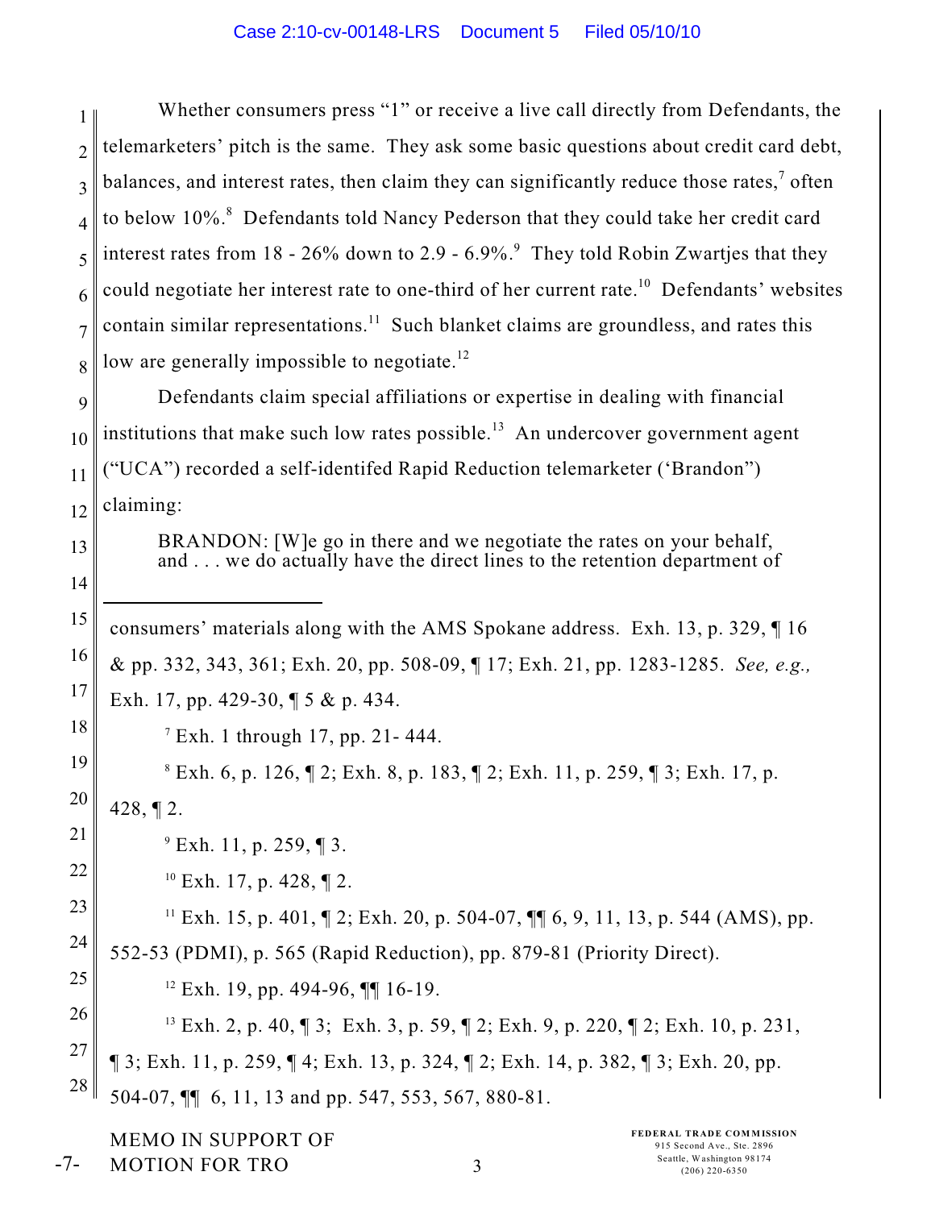Whether consumers press "1" or receive a live call directly from Defendants, the telemarketers' pitch is the same. They ask some basic questions about credit card debt, balances, and interest rates, then claim they can significantly reduce those rates,[7] often to below 10%.[8] Defendants told Nancy Pederson that they could take her credit card interest rates from 18 - 26% down to 2.9 - 6.9%.[9] They told Robin Zwartjes that they could negotiate her interest rate to one-third of her current rate.[10] Defendants' websites contain similar representations.[11] Such blanket claims are groundless, and rates this low are generally impossible to negotiate.[12]

Defendants claim special affiliations or expertise in dealing with financial institutions that make such low rates possible.[13] An undercover government agent ("UCA") recorded a self-identifed Rapid Reduction telemarketer ('Brandon") claiming:

> BRANDON: [W]e go in there and we negotiate the rates on your behalf, and . . . we do actually have the direct lines to the retention department of

---

consumers' materials along with the AMS Spokane address. Exh. 13, p. 329, ¶ 16 & pp. 332, 343, 361; Exh. 20, pp. 508-09, ¶ 17; Exh. 21, pp. 1283-1285. *See, e.g.,* Exh. 17, pp. 429-30, ¶ 5 & p. 434.

[7] Exh. 1 through 17, pp. 21- 444.

[8] Exh. 6, p. 126, ¶ 2; Exh. 8, p. 183, ¶ 2; Exh. 11, p. 259, ¶ 3; Exh. 17, p. 428, ¶ 2.

[9] Exh. 11, p. 259, ¶ 3.

[10] Exh. 17, p. 428, ¶ 2.

[11] Exh. 15, p. 401, ¶ 2; Exh. 20, p. 504-07, ¶¶ 6, 9, 11, 13, p. 544 (AMS), pp. 552-53 (PDMI), p. 565 (Rapid Reduction), pp. 879-81 (Priority Direct).

[12] Exh. 19, pp. 494-96, ¶¶ 16-19.

[13] Exh. 2, p. 40, ¶ 3; Exh. 3, p. 59, ¶ 2; Exh. 9, p. 220, ¶ 2; Exh. 10, p. 231, ¶ 3; Exh. 11, p. 259, ¶ 4; Exh. 13, p. 324, ¶ 2; Exh. 14, p. 382, ¶ 3; Exh. 20, pp. 504-07, ¶¶ 6, 11, 13 and pp. 547, 553, 567, 880-81.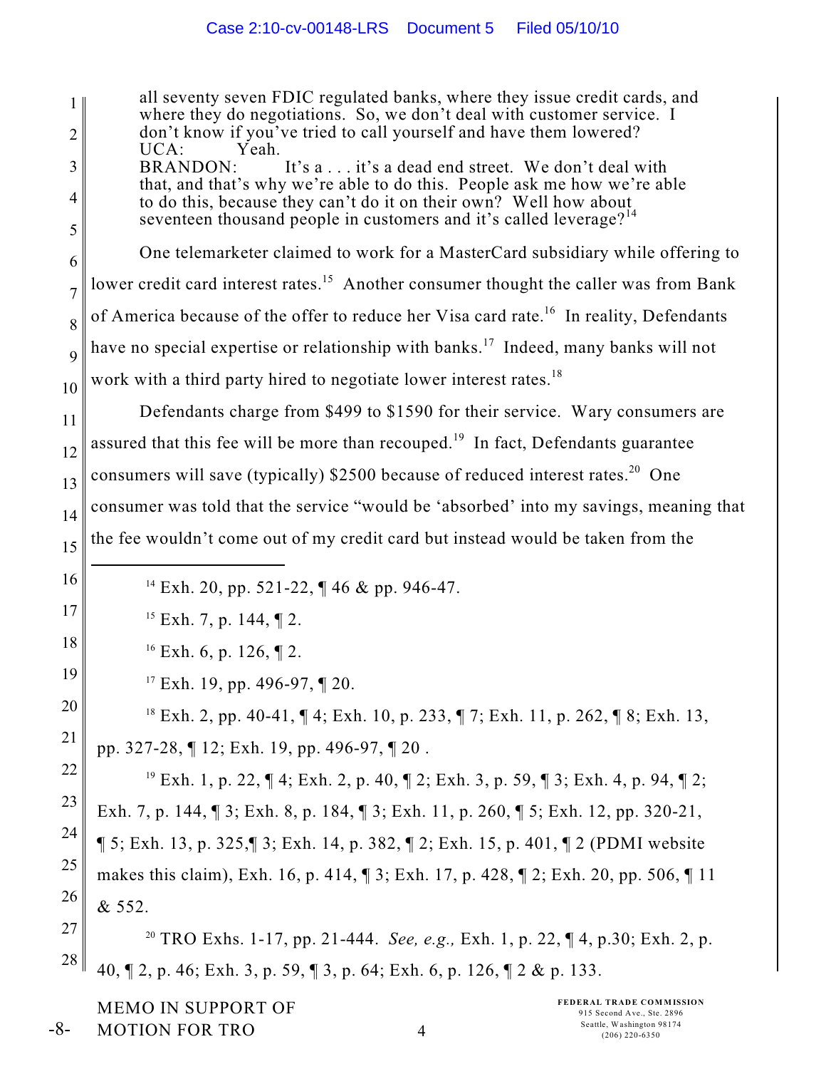all seventy seven FDIC regulated banks, where they issue credit cards, and where they do negotiations. So, we don't deal with customer service. I don't know if you've tried to call yourself and have them lowered?
UCA: Yeah.
BRANDON: It's a . . . it's a dead end street. We don't deal with that, and that's why we're able to do this. People ask me how we're able to do this, because they can't do it on their own? Well how about seventeen thousand people in customers and it's called leverage?[14]

One telemarketer claimed to work for a MasterCard subsidiary while offering to lower credit card interest rates.[15] Another consumer thought the caller was from Bank of America because of the offer to reduce her Visa card rate.[16] In reality, Defendants have no special expertise or relationship with banks.[17] Indeed, many banks will not work with a third party hired to negotiate lower interest rates.[18]

Defendants charge from $499 to $1590 for their service. Wary consumers are assured that this fee will be more than recouped.[19] In fact, Defendants guarantee consumers will save (typically) $2500 because of reduced interest rates.[20] One consumer was told that the service "would be 'absorbed' into my savings, meaning that the fee wouldn't come out of my credit card but instead would be taken from the

---

[14] Exh. 20, pp. 521-22, ¶ 46 & pp. 946-47.

[15] Exh. 7, p. 144, ¶ 2.

[16] Exh. 6, p. 126, ¶ 2.

[17] Exh. 19, pp. 496-97, ¶ 20.

[18] Exh. 2, pp. 40-41, ¶ 4; Exh. 10, p. 233, ¶ 7; Exh. 11, p. 262, ¶ 8; Exh. 13, pp. 327-28, ¶ 12; Exh. 19, pp. 496-97, ¶ 20 .

[19] Exh. 1, p. 22, ¶ 4; Exh. 2, p. 40, ¶ 2; Exh. 3, p. 59, ¶ 3; Exh. 4, p. 94, ¶ 2; Exh. 7, p. 144, ¶ 3; Exh. 8, p. 184, ¶ 3; Exh. 11, p. 260, ¶ 5; Exh. 12, pp. 320-21, ¶ 5; Exh. 13, p. 325,¶ 3; Exh. 14, p. 382, ¶ 2; Exh. 15, p. 401, ¶ 2 (PDMI website makes this claim), Exh. 16, p. 414, ¶ 3; Exh. 17, p. 428, ¶ 2; Exh. 20, pp. 506, ¶ 11 & 552.

[20] TRO Exhs. 1-17, pp. 21-444. *See, e.g.,* Exh. 1, p. 22, ¶ 4, p.30; Exh. 2, p. 40, ¶ 2, p. 46; Exh. 3, p. 59, ¶ 3, p. 64; Exh. 6, p. 126, ¶ 2 & p. 133.

MEMO IN SUPPORT OF MOTION FOR TRO

FEDERAL TRADE COMMISSION
915 Second Ave., Ste. 2896
Seattle, Washington 98174
(206) 220-6350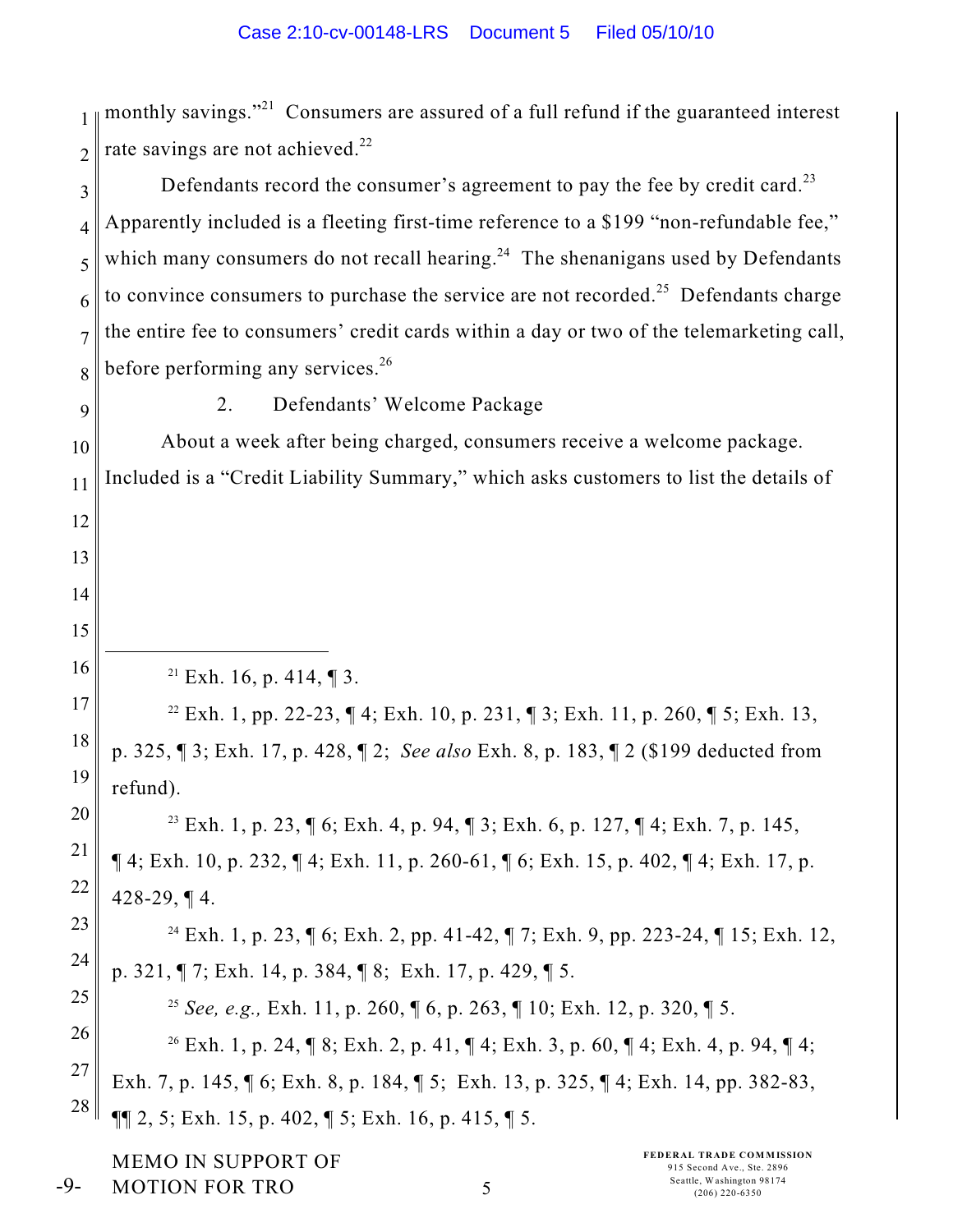monthly savings."[21] Consumers are assured of a full refund if the guaranteed interest rate savings are not achieved.[22]

Defendants record the consumer's agreement to pay the fee by credit card.[23] Apparently included is a fleeting first-time reference to a $199 "non-refundable fee," which many consumers do not recall hearing.[24] The shenanigans used by Defendants to convince consumers to purchase the service are not recorded.[25] Defendants charge the entire fee to consumers' credit cards within a day or two of the telemarketing call, before performing any services.[26]

### 2. Defendants' Welcome Package

About a week after being charged, consumers receive a welcome package. Included is a "Credit Liability Summary," which asks customers to list the details of

---

[21] Exh. 16, p. 414, ¶ 3.

[22] Exh. 1, pp. 22-23, ¶ 4; Exh. 10, p. 231, ¶ 3; Exh. 11, p. 260, ¶ 5; Exh. 13, p. 325, ¶ 3; Exh. 17, p. 428, ¶ 2; *See also* Exh. 8, p. 183, ¶ 2 ($199 deducted from refund).

[23] Exh. 1, p. 23, ¶ 6; Exh. 4, p. 94, ¶ 3; Exh. 6, p. 127, ¶ 4; Exh. 7, p. 145, ¶ 4; Exh. 10, p. 232, ¶ 4; Exh. 11, p. 260-61, ¶ 6; Exh. 15, p. 402, ¶ 4; Exh. 17, p. 428-29, ¶ 4.

[24] Exh. 1, p. 23, ¶ 6; Exh. 2, pp. 41-42, ¶ 7; Exh. 9, pp. 223-24, ¶ 15; Exh. 12, p. 321, ¶ 7; Exh. 14, p. 384, ¶ 8; Exh. 17, p. 429, ¶ 5.

[25] *See, e.g.,* Exh. 11, p. 260, ¶ 6, p. 263, ¶ 10; Exh. 12, p. 320, ¶ 5.

[26] Exh. 1, p. 24, ¶ 8; Exh. 2, p. 41, ¶ 4; Exh. 3, p. 60, ¶ 4; Exh. 4, p. 94, ¶ 4; Exh. 7, p. 145, ¶ 6; Exh. 8, p. 184, ¶ 5; Exh. 13, p. 325, ¶ 4; Exh. 14, pp. 382-83, ¶¶ 2, 5; Exh. 15, p. 402, ¶ 5; Exh. 16, p. 415, ¶ 5.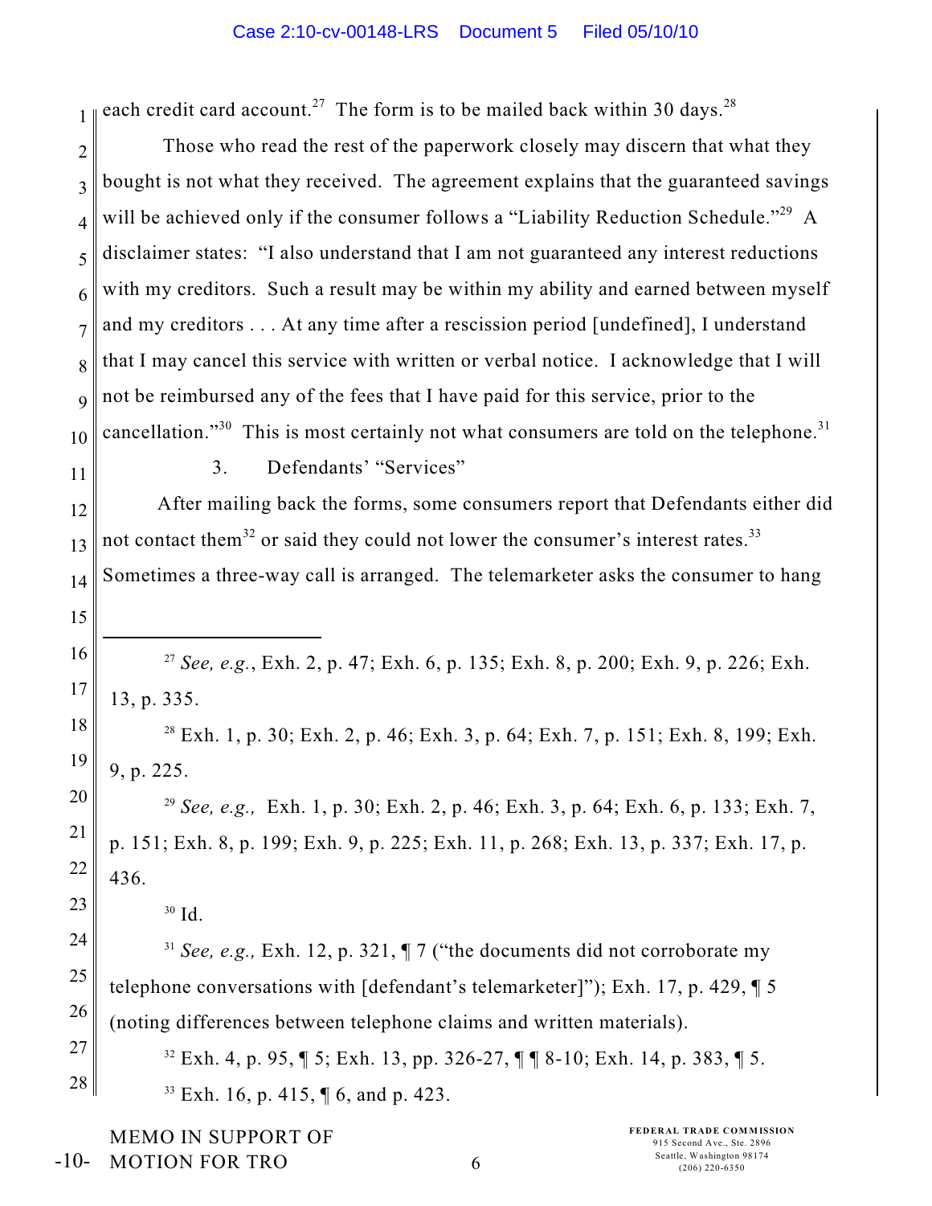each credit card account.[27] The form is to be mailed back within 30 days.[28]

Those who read the rest of the paperwork closely may discern that what they bought is not what they received. The agreement explains that the guaranteed savings will be achieved only if the consumer follows a "Liability Reduction Schedule."[29] A disclaimer states: "I also understand that I am not guaranteed any interest reductions with my creditors. Such a result may be within my ability and earned between myself and my creditors . . . At any time after a rescission period [undefined], I understand that I may cancel this service with written or verbal notice. I acknowledge that I will not be reimbursed any of the fees that I have paid for this service, prior to the cancellation."[30] This is most certainly not what consumers are told on the telephone.[31]

3. Defendants' "Services"

After mailing back the forms, some consumers report that Defendants either did not contact them[32] or said they could not lower the consumer's interest rates.[33] Sometimes a three-way call is arranged. The telemarketer asks the consumer to hang

---

[27] *See, e.g.*, Exh. 2, p. 47; Exh. 6, p. 135; Exh. 8, p. 200; Exh. 9, p. 226; Exh. 13, p. 335.

[28] Exh. 1, p. 30; Exh. 2, p. 46; Exh. 3, p. 64; Exh. 7, p. 151; Exh. 8, 199; Exh. 9, p. 225.

[29] *See, e.g.,* Exh. 1, p. 30; Exh. 2, p. 46; Exh. 3, p. 64; Exh. 6, p. 133; Exh. 7, p. 151; Exh. 8, p. 199; Exh. 9, p. 225; Exh. 11, p. 268; Exh. 13, p. 337; Exh. 17, p. 436.

[30] Id.

[31] *See, e.g.,* Exh. 12, p. 321, ¶ 7 ("the documents did not corroborate my telephone conversations with [defendant's telemarketer]"); Exh. 17, p. 429, ¶ 5 (noting differences between telephone claims and written materials).

[32] Exh. 4, p. 95, ¶ 5; Exh. 13, pp. 326-27, ¶ ¶ 8-10; Exh. 14, p. 383, ¶ 5.

[33] Exh. 16, p. 415, ¶ 6, and p. 423.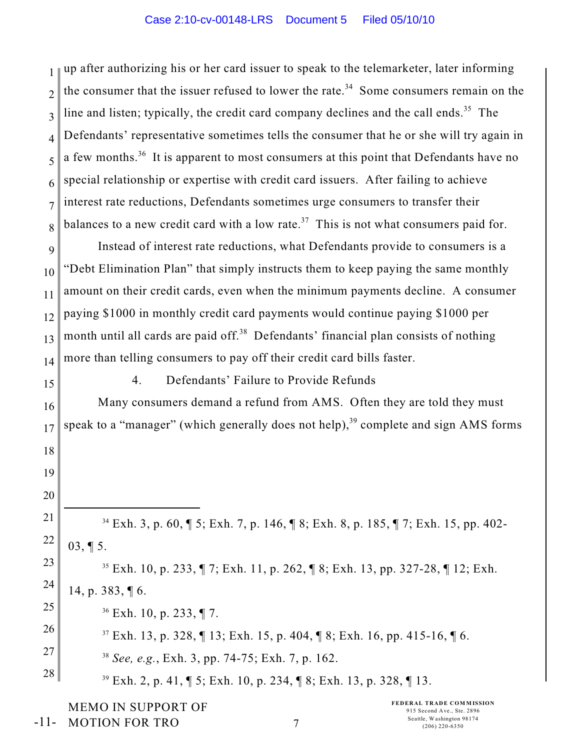up after authorizing his or her card issuer to speak to the telemarketer, later informing the consumer that the issuer refused to lower the rate.[34] Some consumers remain on the line and listen; typically, the credit card company declines and the call ends.[35] The Defendants' representative sometimes tells the consumer that he or she will try again in a few months.[36] It is apparent to most consumers at this point that Defendants have no special relationship or expertise with credit card issuers. After failing to achieve interest rate reductions, Defendants sometimes urge consumers to transfer their balances to a new credit card with a low rate.[37] This is not what consumers paid for.

Instead of interest rate reductions, what Defendants provide to consumers is a "Debt Elimination Plan" that simply instructs them to keep paying the same monthly amount on their credit cards, even when the minimum payments decline. A consumer paying $1000 in monthly credit card payments would continue paying $1000 per month until all cards are paid off.[38] Defendants' financial plan consists of nothing more than telling consumers to pay off their credit card bills faster.

4. Defendants' Failure to Provide Refunds

Many consumers demand a refund from AMS. Often they are told they must speak to a "manager" (which generally does not help),[39] complete and sign AMS forms

---

[34] Exh. 3, p. 60, ¶ 5; Exh. 7, p. 146, ¶ 8; Exh. 8, p. 185, ¶ 7; Exh. 15, pp. 402-03, ¶ 5.

[35] Exh. 10, p. 233, ¶ 7; Exh. 11, p. 262, ¶ 8; Exh. 13, pp. 327-28, ¶ 12; Exh. 14, p. 383, ¶ 6.

[36] Exh. 10, p. 233, ¶ 7.

[37] Exh. 13, p. 328, ¶ 13; Exh. 15, p. 404, ¶ 8; Exh. 16, pp. 415-16, ¶ 6.

[38] *See, e.g.*, Exh. 3, pp. 74-75; Exh. 7, p. 162.

[39] Exh. 2, p. 41, ¶ 5; Exh. 10, p. 234, ¶ 8; Exh. 13, p. 328, ¶ 13.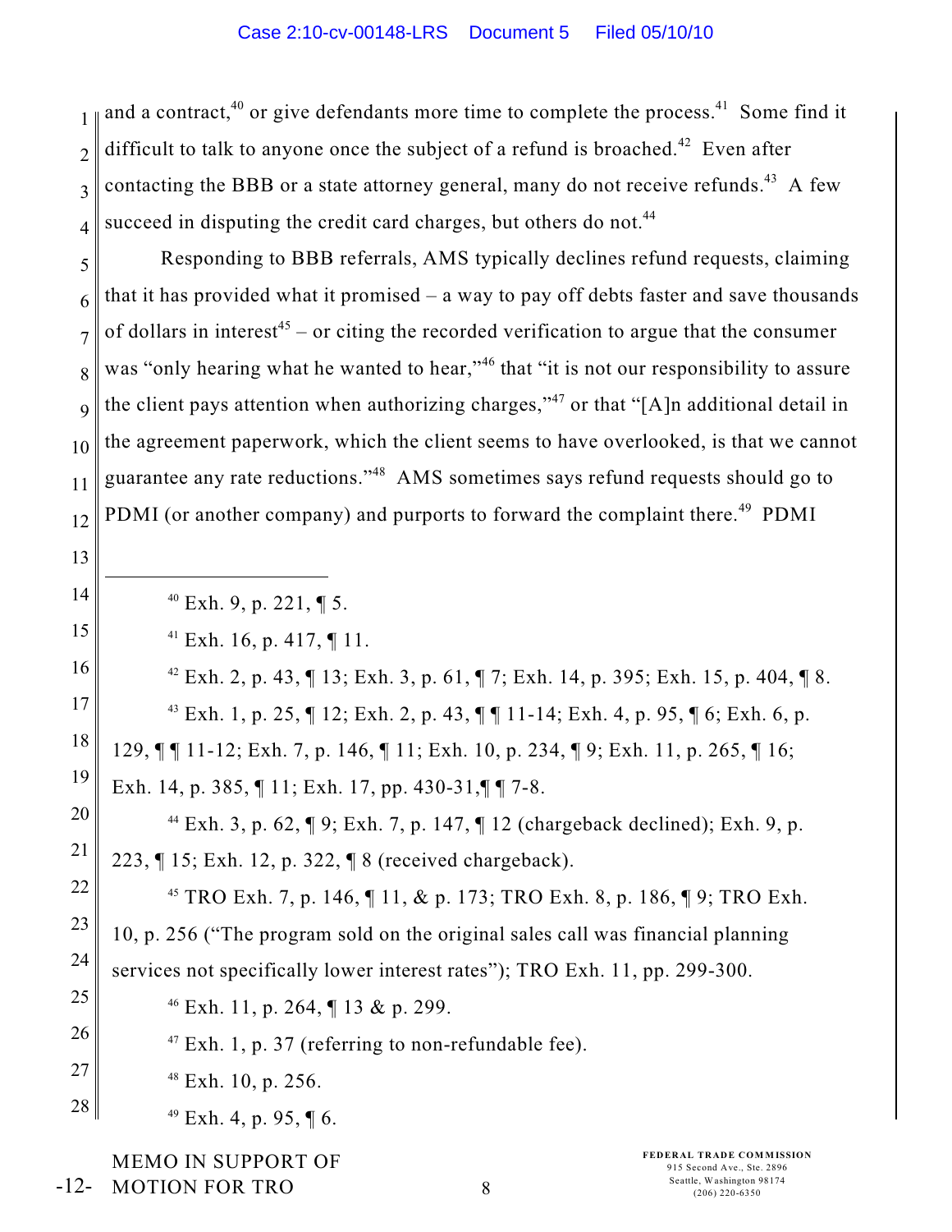and a contract,[40] or give defendants more time to complete the process.[41] Some find it difficult to talk to anyone once the subject of a refund is broached.[42] Even after contacting the BBB or a state attorney general, many do not receive refunds.[43] A few succeed in disputing the credit card charges, but others do not.[44]

Responding to BBB referrals, AMS typically declines refund requests, claiming that it has provided what it promised – a way to pay off debts faster and save thousands of dollars in interest[45] – or citing the recorded verification to argue that the consumer was "only hearing what he wanted to hear,"[46] that "it is not our responsibility to assure the client pays attention when authorizing charges,"[47] or that "[A]n additional detail in the agreement paperwork, which the client seems to have overlooked, is that we cannot guarantee any rate reductions."[48] AMS sometimes says refund requests should go to PDMI (or another company) and purports to forward the complaint there.[49] PDMI

---

[40] Exh. 9, p. 221, ¶ 5.

[41] Exh. 16, p. 417, ¶ 11.

[42] Exh. 2, p. 43, ¶ 13; Exh. 3, p. 61, ¶ 7; Exh. 14, p. 395; Exh. 15, p. 404, ¶ 8.

[43] Exh. 1, p. 25, ¶ 12; Exh. 2, p. 43, ¶ ¶ 11-14; Exh. 4, p. 95, ¶ 6; Exh. 6, p. 129, ¶ ¶ 11-12; Exh. 7, p. 146, ¶ 11; Exh. 10, p. 234, ¶ 9; Exh. 11, p. 265, ¶ 16; Exh. 14, p. 385, ¶ 11; Exh. 17, pp. 430-31,¶ ¶ 7-8.

[44] Exh. 3, p. 62, ¶ 9; Exh. 7, p. 147, ¶ 12 (chargeback declined); Exh. 9, p. 223, ¶ 15; Exh. 12, p. 322, ¶ 8 (received chargeback).

[45] TRO Exh. 7, p. 146, ¶ 11, & p. 173; TRO Exh. 8, p. 186, ¶ 9; TRO Exh. 10, p. 256 ("The program sold on the original sales call was financial planning services not specifically lower interest rates"); TRO Exh. 11, pp. 299-300.

[46] Exh. 11, p. 264, ¶ 13 & p. 299.

[47] Exh. 1, p. 37 (referring to non-refundable fee).

[48] Exh. 10, p. 256.

[49] Exh. 4, p. 95, ¶ 6.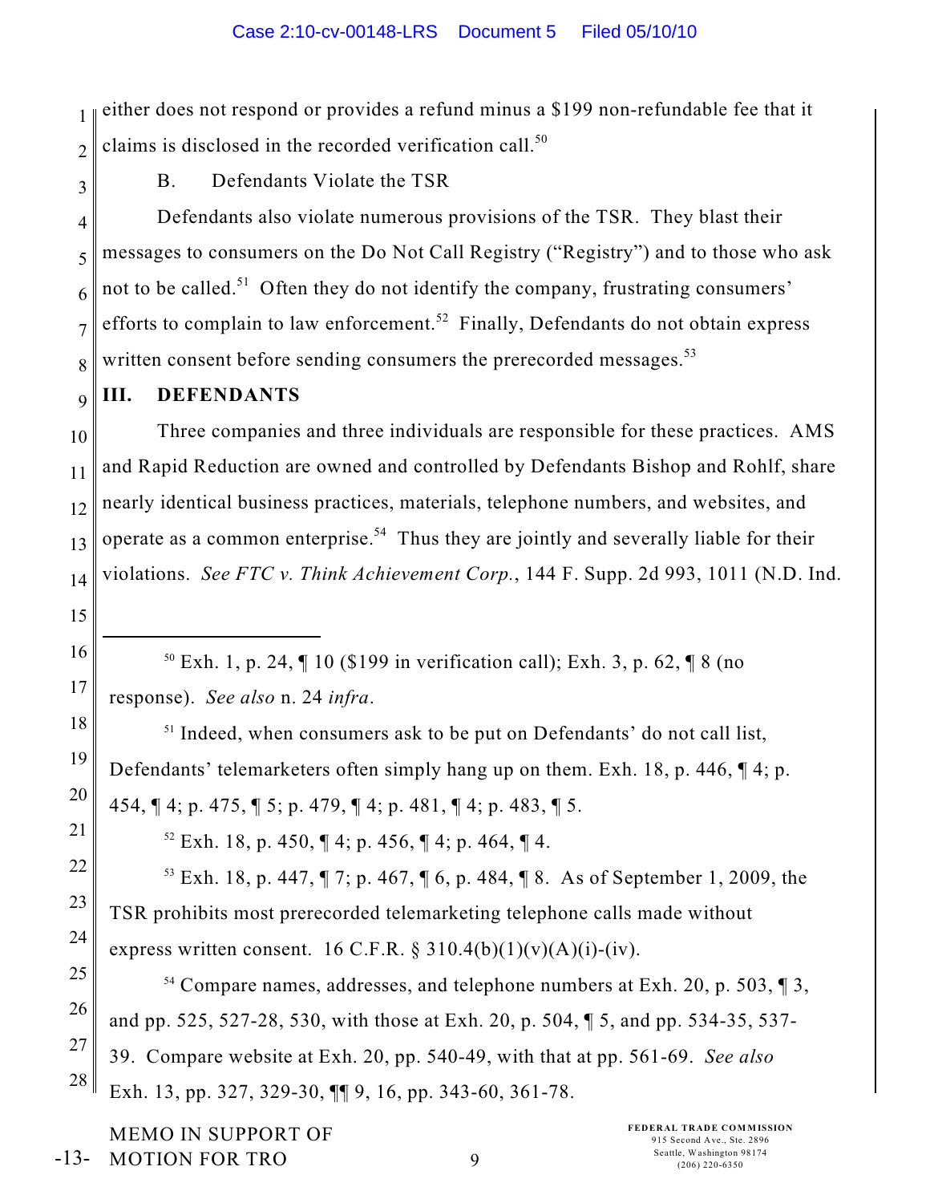either does not respond or provides a refund minus a $199 non-refundable fee that it claims is disclosed in the recorded verification call.[50]

B. Defendants Violate the TSR

Defendants also violate numerous provisions of the TSR. They blast their messages to consumers on the Do Not Call Registry ("Registry") and to those who ask not to be called.[51] Often they do not identify the company, frustrating consumers' efforts to complain to law enforcement.[52] Finally, Defendants do not obtain express written consent before sending consumers the prerecorded messages.[53]

## III. DEFENDANTS

Three companies and three individuals are responsible for these practices. AMS and Rapid Reduction are owned and controlled by Defendants Bishop and Rohlf, share nearly identical business practices, materials, telephone numbers, and websites, and operate as a common enterprise.[54] Thus they are jointly and severally liable for their violations. *See FTC v. Think Achievement Corp.*, 144 F. Supp. 2d 993, 1011 (N.D. Ind.

---

[50] Exh. 1, p. 24, ¶ 10 ($199 in verification call); Exh. 3, p. 62, ¶ 8 (no response). *See also* n. 24 *infra*.

[51] Indeed, when consumers ask to be put on Defendants' do not call list, Defendants' telemarketers often simply hang up on them. Exh. 18, p. 446, ¶ 4; p. 454, ¶ 4; p. 475, ¶ 5; p. 479, ¶ 4; p. 481, ¶ 4; p. 483, ¶ 5.

[52] Exh. 18, p. 450, ¶ 4; p. 456, ¶ 4; p. 464, ¶ 4.

[53] Exh. 18, p. 447, ¶ 7; p. 467, ¶ 6, p. 484, ¶ 8. As of September 1, 2009, the TSR prohibits most prerecorded telemarketing telephone calls made without express written consent. 16 C.F.R. § 310.4(b)(1)(v)(A)(i)-(iv).

[54] Compare names, addresses, and telephone numbers at Exh. 20, p. 503, ¶ 3, and pp. 525, 527-28, 530, with those at Exh. 20, p. 504, ¶ 5, and pp. 534-35, 537-39. Compare website at Exh. 20, pp. 540-49, with that at pp. 561-69. *See also* Exh. 13, pp. 327, 329-30, ¶¶ 9, 16, pp. 343-60, 361-78.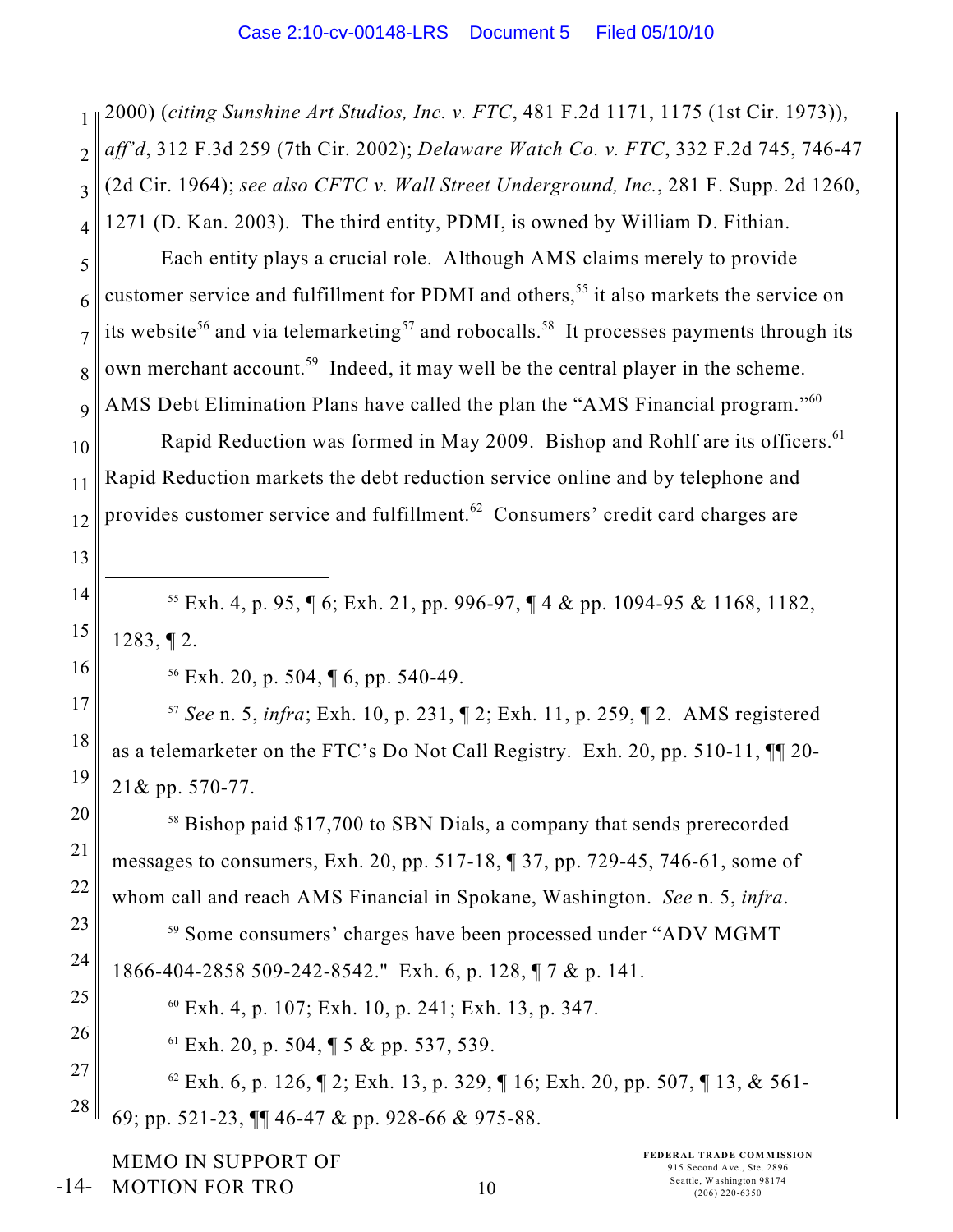2000) (*citing Sunshine Art Studios, Inc. v. FTC*, 481 F.2d 1171, 1175 (1st Cir. 1973)), *aff'd*, 312 F.3d 259 (7th Cir. 2002); *Delaware Watch Co. v. FTC*, 332 F.2d 745, 746-47 (2d Cir. 1964); *see also CFTC v. Wall Street Underground, Inc.*, 281 F. Supp. 2d 1260, 1271 (D. Kan. 2003). The third entity, PDMI, is owned by William D. Fithian.

Each entity plays a crucial role. Although AMS claims merely to provide customer service and fulfillment for PDMI and others,[55] it also markets the service on its website[56] and via telemarketing[57] and robocalls.[58] It processes payments through its own merchant account.[59] Indeed, it may well be the central player in the scheme. AMS Debt Elimination Plans have called the plan the "AMS Financial program."[60]

Rapid Reduction was formed in May 2009. Bishop and Rohlf are its officers.[61] Rapid Reduction markets the debt reduction service online and by telephone and provides customer service and fulfillment.[62] Consumers' credit card charges are

---

[55] Exh. 4, p. 95, ¶ 6; Exh. 21, pp. 996-97, ¶ 4 & pp. 1094-95 & 1168, 1182, 1283, ¶ 2.

[56] Exh. 20, p. 504, ¶ 6, pp. 540-49.

[57] *See* n. 5, *infra*; Exh. 10, p. 231, ¶ 2; Exh. 11, p. 259, ¶ 2. AMS registered as a telemarketer on the FTC's Do Not Call Registry. Exh. 20, pp. 510-11, ¶¶ 20-21& pp. 570-77.

[58] Bishop paid $17,700 to SBN Dials, a company that sends prerecorded messages to consumers, Exh. 20, pp. 517-18, ¶ 37, pp. 729-45, 746-61, some of whom call and reach AMS Financial in Spokane, Washington. *See* n. 5, *infra*.

[59] Some consumers' charges have been processed under "ADV MGMT 1866-404-2858 509-242-8542." Exh. 6, p. 128, ¶ 7 & p. 141.

[60] Exh. 4, p. 107; Exh. 10, p. 241; Exh. 13, p. 347.

[61] Exh. 20, p. 504, ¶ 5 & pp. 537, 539.

[62] Exh. 6, p. 126, ¶ 2; Exh. 13, p. 329, ¶ 16; Exh. 20, pp. 507, ¶ 13, & 561-69; pp. 521-23, ¶¶ 46-47 & pp. 928-66 & 975-88.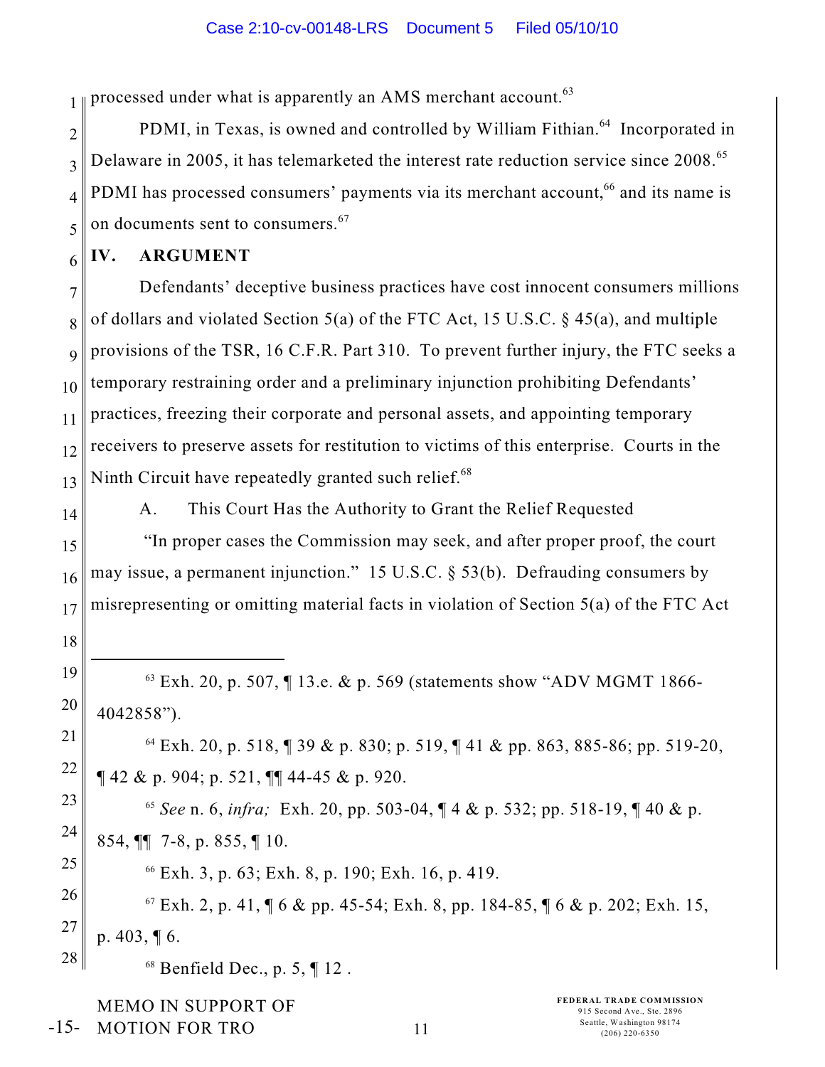processed under what is apparently an AMS merchant account.[63]

PDMI, in Texas, is owned and controlled by William Fithian.[64] Incorporated in Delaware in 2005, it has telemarketed the interest rate reduction service since 2008.[65] PDMI has processed consumers' payments via its merchant account,[66] and its name is on documents sent to consumers.[67]

## IV. ARGUMENT

Defendants' deceptive business practices have cost innocent consumers millions of dollars and violated Section 5(a) of the FTC Act, 15 U.S.C. § 45(a), and multiple provisions of the TSR, 16 C.F.R. Part 310. To prevent further injury, the FTC seeks a temporary restraining order and a preliminary injunction prohibiting Defendants' practices, freezing their corporate and personal assets, and appointing temporary receivers to preserve assets for restitution to victims of this enterprise. Courts in the Ninth Circuit have repeatedly granted such relief.[68]

### A. This Court Has the Authority to Grant the Relief Requested

"In proper cases the Commission may seek, and after proper proof, the court may issue, a permanent injunction." 15 U.S.C. § 53(b). Defrauding consumers by misrepresenting or omitting material facts in violation of Section 5(a) of the FTC Act

---

[63] Exh. 20, p. 507, ¶ 13.e. & p. 569 (statements show "ADV MGMT 1866-4042858").

[64] Exh. 20, p. 518, ¶ 39 & p. 830; p. 519, ¶ 41 & pp. 863, 885-86; pp. 519-20, ¶ 42 & p. 904; p. 521, ¶¶ 44-45 & p. 920.

[65] *See* n. 6, *infra;* Exh. 20, pp. 503-04, ¶ 4 & p. 532; pp. 518-19, ¶ 40 & p. 854, ¶¶ 7-8, p. 855, ¶ 10.

[66] Exh. 3, p. 63; Exh. 8, p. 190; Exh. 16, p. 419.

[67] Exh. 2, p. 41, ¶ 6 & pp. 45-54; Exh. 8, pp. 184-85, ¶ 6 & p. 202; Exh. 15, p. 403, ¶ 6.

[68] Benfield Dec., p. 5, ¶ 12 .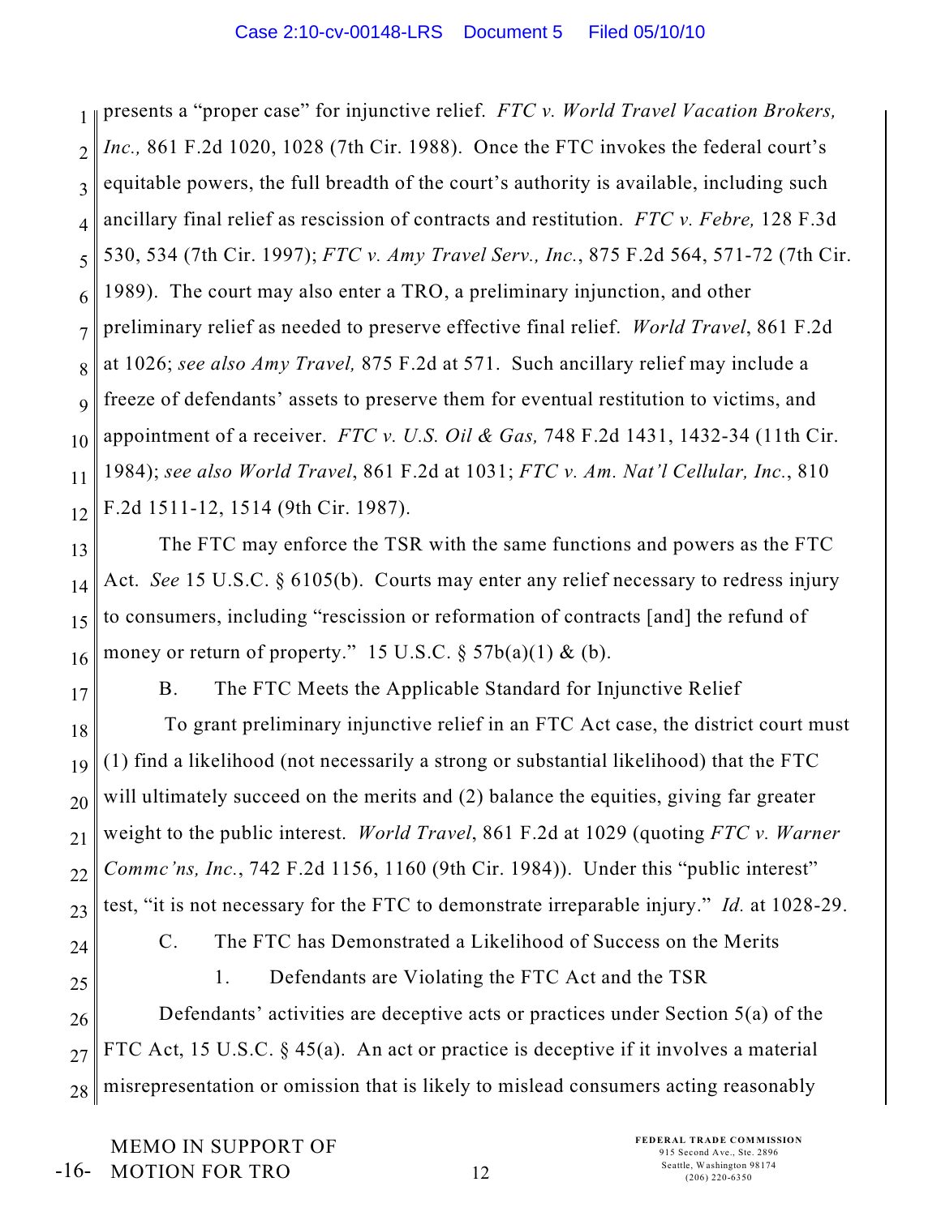presents a "proper case" for injunctive relief. *FTC v. World Travel Vacation Brokers, Inc.,* 861 F.2d 1020, 1028 (7th Cir. 1988). Once the FTC invokes the federal court's equitable powers, the full breadth of the court's authority is available, including such ancillary final relief as rescission of contracts and restitution. *FTC v. Febre,* 128 F.3d 530, 534 (7th Cir. 1997); *FTC v. Amy Travel Serv., Inc.*, 875 F.2d 564, 571-72 (7th Cir. 1989). The court may also enter a TRO, a preliminary injunction, and other preliminary relief as needed to preserve effective final relief. *World Travel*, 861 F.2d at 1026; *see also Amy Travel,* 875 F.2d at 571. Such ancillary relief may include a freeze of defendants' assets to preserve them for eventual restitution to victims, and appointment of a receiver. *FTC v. U.S. Oil & Gas,* 748 F.2d 1431, 1432-34 (11th Cir. 1984); *see also World Travel*, 861 F.2d at 1031; *FTC v. Am. Nat'l Cellular, Inc.*, 810 F.2d 1511-12, 1514 (9th Cir. 1987).

The FTC may enforce the TSR with the same functions and powers as the FTC Act. *See* 15 U.S.C. § 6105(b). Courts may enter any relief necessary to redress injury to consumers, including "rescission or reformation of contracts [and] the refund of money or return of property." 15 U.S.C. § 57b(a)(1) & (b).

### B. The FTC Meets the Applicable Standard for Injunctive Relief

To grant preliminary injunctive relief in an FTC Act case, the district court must (1) find a likelihood (not necessarily a strong or substantial likelihood) that the FTC will ultimately succeed on the merits and (2) balance the equities, giving far greater weight to the public interest. *World Travel*, 861 F.2d at 1029 (quoting *FTC v. Warner Commc'ns, Inc.*, 742 F.2d 1156, 1160 (9th Cir. 1984)). Under this "public interest" test, "it is not necessary for the FTC to demonstrate irreparable injury." *Id.* at 1028-29.

### C. The FTC has Demonstrated a Likelihood of Success on the Merits

#### 1. Defendants are Violating the FTC Act and the TSR

Defendants' activities are deceptive acts or practices under Section 5(a) of the FTC Act, 15 U.S.C. § 45(a). An act or practice is deceptive if it involves a material misrepresentation or omission that is likely to mislead consumers acting reasonably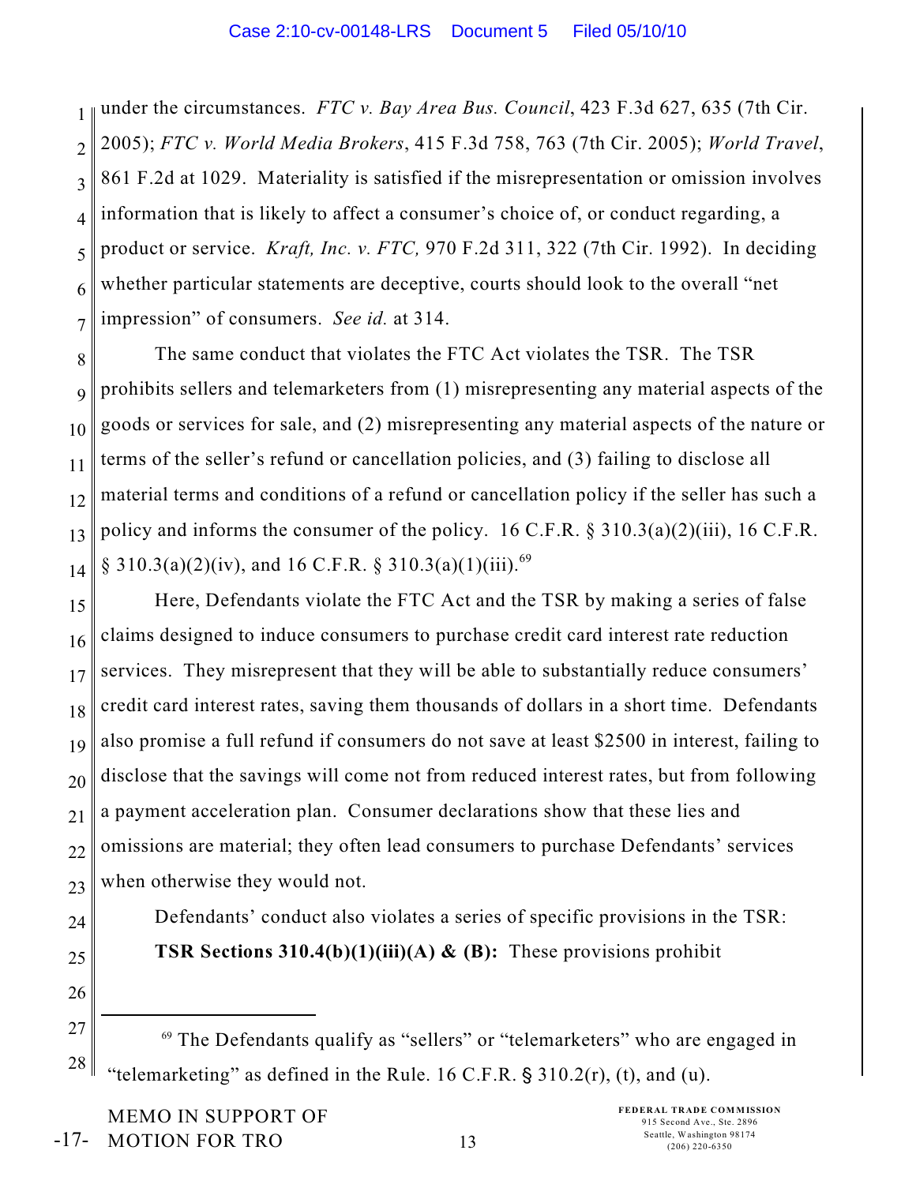under the circumstances. *FTC v. Bay Area Bus. Council*, 423 F.3d 627, 635 (7th Cir. 2005); *FTC v. World Media Brokers*, 415 F.3d 758, 763 (7th Cir. 2005); *World Travel*, 861 F.2d at 1029. Materiality is satisfied if the misrepresentation or omission involves information that is likely to affect a consumer's choice of, or conduct regarding, a product or service. *Kraft, Inc. v. FTC,* 970 F.2d 311, 322 (7th Cir. 1992). In deciding whether particular statements are deceptive, courts should look to the overall "net impression" of consumers. *See id.* at 314.

The same conduct that violates the FTC Act violates the TSR. The TSR prohibits sellers and telemarketers from (1) misrepresenting any material aspects of the goods or services for sale, and (2) misrepresenting any material aspects of the nature or terms of the seller's refund or cancellation policies, and (3) failing to disclose all material terms and conditions of a refund or cancellation policy if the seller has such a policy and informs the consumer of the policy. 16 C.F.R. § 310.3(a)(2)(iii), 16 C.F.R. § 310.3(a)(2)(iv), and 16 C.F.R. § 310.3(a)(1)(iii).[69]

Here, Defendants violate the FTC Act and the TSR by making a series of false claims designed to induce consumers to purchase credit card interest rate reduction services. They misrepresent that they will be able to substantially reduce consumers' credit card interest rates, saving them thousands of dollars in a short time. Defendants also promise a full refund if consumers do not save at least $2500 in interest, failing to disclose that the savings will come not from reduced interest rates, but from following a payment acceleration plan. Consumer declarations show that these lies and omissions are material; they often lead consumers to purchase Defendants' services when otherwise they would not.

Defendants' conduct also violates a series of specific provisions in the TSR:

**TSR Sections 310.4(b)(1)(iii)(A) & (B):** These provisions prohibit

---

[69] The Defendants qualify as "sellers" or "telemarketers" who are engaged in "telemarketing" as defined in the Rule. 16 C.F.R. § 310.2(r), (t), and (u).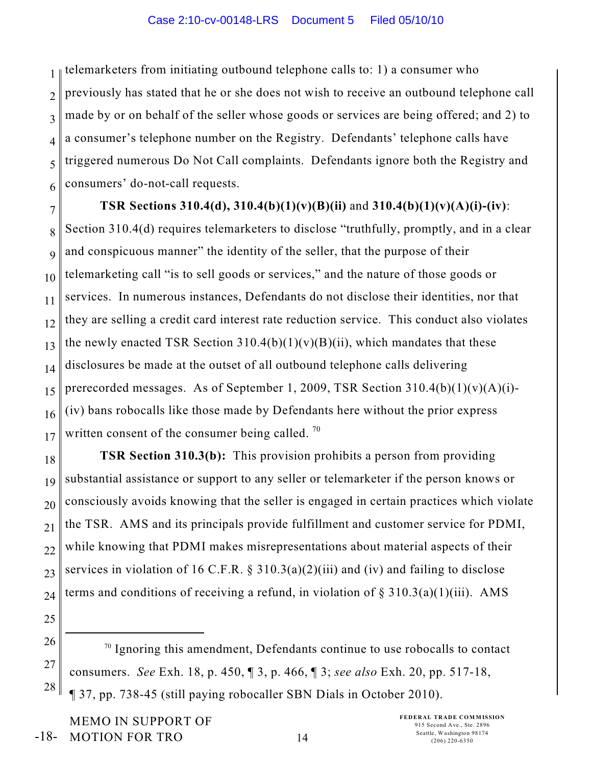telemarketers from initiating outbound telephone calls to: 1) a consumer who previously has stated that he or she does not wish to receive an outbound telephone call made by or on behalf of the seller whose goods or services are being offered; and 2) to a consumer's telephone number on the Registry. Defendants' telephone calls have triggered numerous Do Not Call complaints. Defendants ignore both the Registry and consumers' do-not-call requests.

**TSR Sections 310.4(d), 310.4(b)(1)(v)(B)(ii)** and **310.4(b)(1)(v)(A)(i)-(iv)**: Section 310.4(d) requires telemarketers to disclose "truthfully, promptly, and in a clear and conspicuous manner" the identity of the seller, that the purpose of their telemarketing call "is to sell goods or services," and the nature of those goods or services. In numerous instances, Defendants do not disclose their identities, nor that they are selling a credit card interest rate reduction service. This conduct also violates the newly enacted TSR Section 310.4(b)(1)(v)(B)(ii), which mandates that these disclosures be made at the outset of all outbound telephone calls delivering prerecorded messages. As of September 1, 2009, TSR Section 310.4(b)(1)(v)(A)(i)-(iv) bans robocalls like those made by Defendants here without the prior express written consent of the consumer being called. [70]

**TSR Section 310.3(b):** This provision prohibits a person from providing substantial assistance or support to any seller or telemarketer if the person knows or consciously avoids knowing that the seller is engaged in certain practices which violate the TSR. AMS and its principals provide fulfillment and customer service for PDMI, while knowing that PDMI makes misrepresentations about material aspects of their services in violation of 16 C.F.R. § 310.3(a)(2)(iii) and (iv) and failing to disclose terms and conditions of receiving a refund, in violation of § 310.3(a)(1)(iii). AMS

---

[70] Ignoring this amendment, Defendants continue to use robocalls to contact consumers. *See* Exh. 18, p. 450, ¶ 3, p. 466, ¶ 3; *see also* Exh. 20, pp. 517-18, ¶ 37, pp. 738-45 (still paying robocaller SBN Dials in October 2010).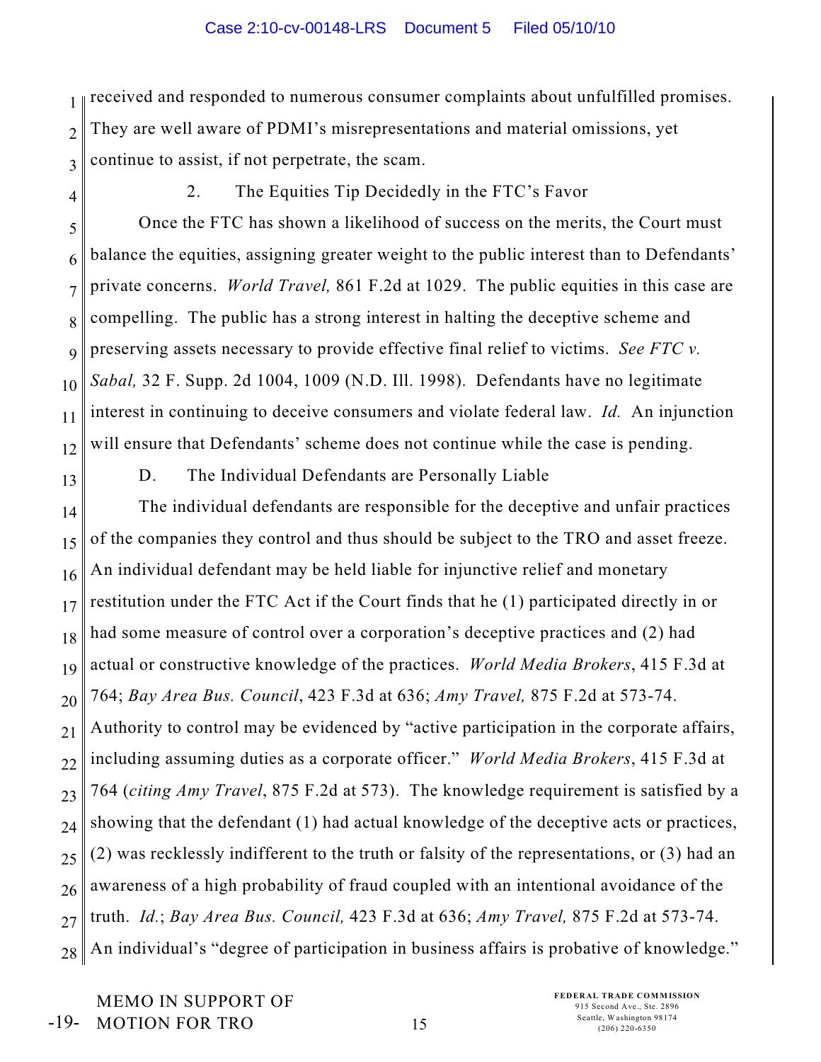received and responded to numerous consumer complaints about unfulfilled promises. They are well aware of PDMI's misrepresentations and material omissions, yet continue to assist, if not perpetrate, the scam.

2. The Equities Tip Decidedly in the FTC's Favor

Once the FTC has shown a likelihood of success on the merits, the Court must balance the equities, assigning greater weight to the public interest than to Defendants' private concerns. *World Travel,* 861 F.2d at 1029. The public equities in this case are compelling. The public has a strong interest in halting the deceptive scheme and preserving assets necessary to provide effective final relief to victims. *See FTC v. Sabal,* 32 F. Supp. 2d 1004, 1009 (N.D. Ill. 1998). Defendants have no legitimate interest in continuing to deceive consumers and violate federal law. *Id.* An injunction will ensure that Defendants' scheme does not continue while the case is pending.

D. The Individual Defendants are Personally Liable

The individual defendants are responsible for the deceptive and unfair practices of the companies they control and thus should be subject to the TRO and asset freeze. An individual defendant may be held liable for injunctive relief and monetary restitution under the FTC Act if the Court finds that he (1) participated directly in or had some measure of control over a corporation's deceptive practices and (2) had actual or constructive knowledge of the practices. *World Media Brokers*, 415 F.3d at 764; *Bay Area Bus. Council*, 423 F.3d at 636; *Amy Travel,* 875 F.2d at 573-74. Authority to control may be evidenced by "active participation in the corporate affairs, including assuming duties as a corporate officer." *World Media Brokers*, 415 F.3d at 764 (*citing Amy Travel*, 875 F.2d at 573). The knowledge requirement is satisfied by a showing that the defendant (1) had actual knowledge of the deceptive acts or practices, (2) was recklessly indifferent to the truth or falsity of the representations, or (3) had an awareness of a high probability of fraud coupled with an intentional avoidance of the truth. *Id.*; *Bay Area Bus. Council,* 423 F.3d at 636; *Amy Travel,* 875 F.2d at 573-74. An individual's "degree of participation in business affairs is probative of knowledge."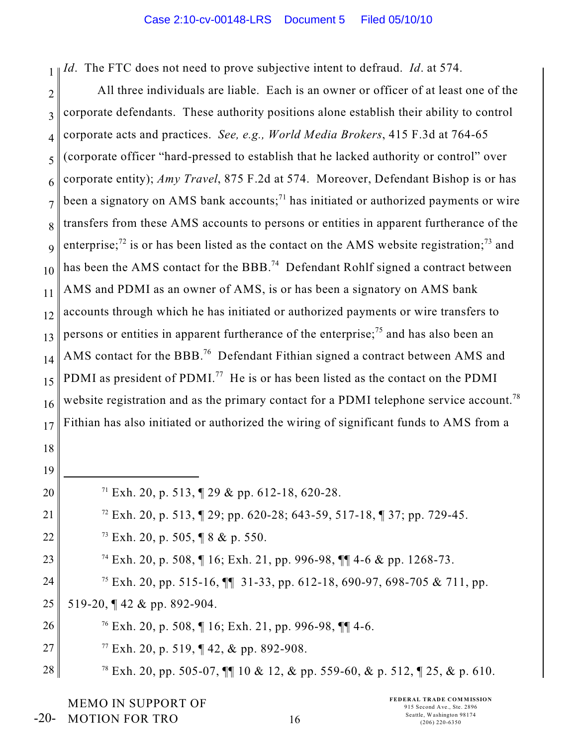*Id*. The FTC does not need to prove subjective intent to defraud. *Id*. at 574.

All three individuals are liable. Each is an owner or officer of at least one of the corporate defendants. These authority positions alone establish their ability to control corporate acts and practices. *See, e.g., World Media Brokers*, 415 F.3d at 764-65 (corporate officer "hard-pressed to establish that he lacked authority or control" over corporate entity); *Amy Travel*, 875 F.2d at 574. Moreover, Defendant Bishop is or has been a signatory on AMS bank accounts;[71] has initiated or authorized payments or wire transfers from these AMS accounts to persons or entities in apparent furtherance of the enterprise;[72] is or has been listed as the contact on the AMS website registration;[73] and has been the AMS contact for the BBB.[74] Defendant Rohlf signed a contract between AMS and PDMI as an owner of AMS, is or has been a signatory on AMS bank accounts through which he has initiated or authorized payments or wire transfers to persons or entities in apparent furtherance of the enterprise;[75] and has also been an AMS contact for the BBB.[76] Defendant Fithian signed a contract between AMS and PDMI as president of PDMI.[77] He is or has been listed as the contact on the PDMI website registration and as the primary contact for a PDMI telephone service account.[78] Fithian has also initiated or authorized the wiring of significant funds to AMS from a

---

[71] Exh. 20, p. 513, ¶ 29 & pp. 612-18, 620-28.

[72] Exh. 20, p. 513, ¶ 29; pp. 620-28; 643-59, 517-18, ¶ 37; pp. 729-45.

[73] Exh. 20, p. 505, ¶ 8 & p. 550.

[74] Exh. 20, p. 508, ¶ 16; Exh. 21, pp. 996-98, ¶¶ 4-6 & pp. 1268-73.

[75] Exh. 20, pp. 515-16, ¶¶ 31-33, pp. 612-18, 690-97, 698-705 & 711, pp. 519-20, ¶ 42 & pp. 892-904.

[76] Exh. 20, p. 508, ¶ 16; Exh. 21, pp. 996-98, ¶¶ 4-6.

[77] Exh. 20, p. 519, ¶ 42, & pp. 892-908.

[78] Exh. 20, pp. 505-07, ¶¶ 10 & 12, & pp. 559-60, & p. 512, ¶ 25, & p. 610.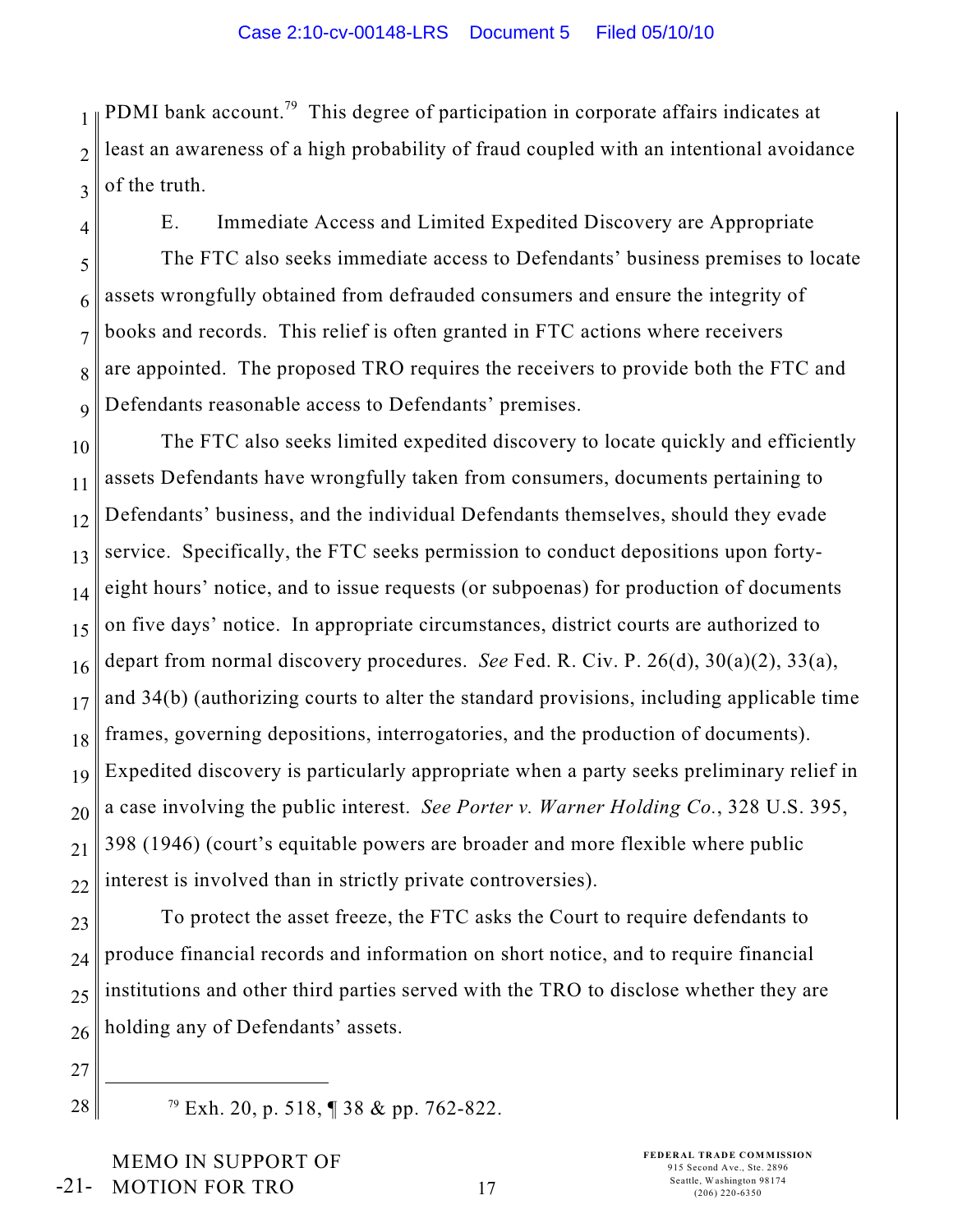PDMI bank account.[79] This degree of participation in corporate affairs indicates at least an awareness of a high probability of fraud coupled with an intentional avoidance of the truth.

### E. Immediate Access and Limited Expedited Discovery are Appropriate

The FTC also seeks immediate access to Defendants' business premises to locate assets wrongfully obtained from defrauded consumers and ensure the integrity of books and records. This relief is often granted in FTC actions where receivers are appointed. The proposed TRO requires the receivers to provide both the FTC and Defendants reasonable access to Defendants' premises.

The FTC also seeks limited expedited discovery to locate quickly and efficiently assets Defendants have wrongfully taken from consumers, documents pertaining to Defendants' business, and the individual Defendants themselves, should they evade service. Specifically, the FTC seeks permission to conduct depositions upon forty-eight hours' notice, and to issue requests (or subpoenas) for production of documents on five days' notice. In appropriate circumstances, district courts are authorized to depart from normal discovery procedures. *See* Fed. R. Civ. P. 26(d), 30(a)(2), 33(a), and 34(b) (authorizing courts to alter the standard provisions, including applicable time frames, governing depositions, interrogatories, and the production of documents). Expedited discovery is particularly appropriate when a party seeks preliminary relief in a case involving the public interest. *See Porter v. Warner Holding Co.*, 328 U.S. 395, 398 (1946) (court's equitable powers are broader and more flexible where public interest is involved than in strictly private controversies).

To protect the asset freeze, the FTC asks the Court to require defendants to produce financial records and information on short notice, and to require financial institutions and other third parties served with the TRO to disclose whether they are holding any of Defendants' assets.

---

[79] Exh. 20, p. 518, ¶ 38 & pp. 762-822.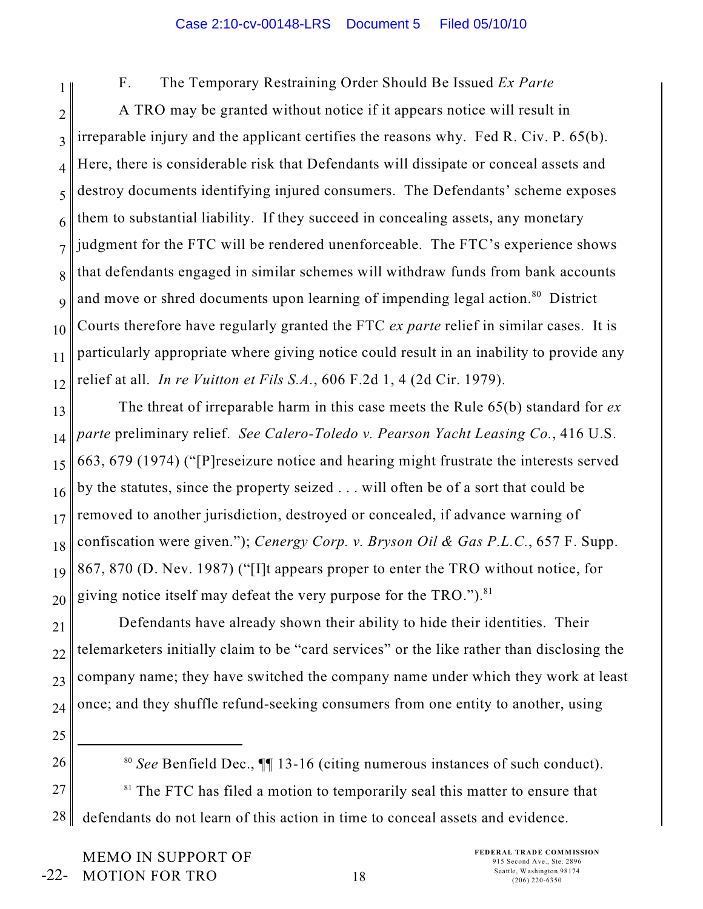### F. The Temporary Restraining Order Should Be Issued *Ex Parte*

A TRO may be granted without notice if it appears notice will result in irreparable injury and the applicant certifies the reasons why. Fed R. Civ. P. 65(b). Here, there is considerable risk that Defendants will dissipate or conceal assets and destroy documents identifying injured consumers. The Defendants' scheme exposes them to substantial liability. If they succeed in concealing assets, any monetary judgment for the FTC will be rendered unenforceable. The FTC's experience shows that defendants engaged in similar schemes will withdraw funds from bank accounts and move or shred documents upon learning of impending legal action.[80] District Courts therefore have regularly granted the FTC *ex parte* relief in similar cases. It is particularly appropriate where giving notice could result in an inability to provide any relief at all. *In re Vuitton et Fils S.A.*, 606 F.2d 1, 4 (2d Cir. 1979).

The threat of irreparable harm in this case meets the Rule 65(b) standard for *ex parte* preliminary relief. *See Calero-Toledo v. Pearson Yacht Leasing Co.*, 416 U.S. 663, 679 (1974) ("[P]reseizure notice and hearing might frustrate the interests served by the statutes, since the property seized . . . will often be of a sort that could be removed to another jurisdiction, destroyed or concealed, if advance warning of confiscation were given."); *Cenergy Corp. v. Bryson Oil & Gas P.L.C.*, 657 F. Supp. 867, 870 (D. Nev. 1987) ("[I]t appears proper to enter the TRO without notice, for giving notice itself may defeat the very purpose for the TRO.").[81]

Defendants have already shown their ability to hide their identities. Their telemarketers initially claim to be "card services" or the like rather than disclosing the company name; they have switched the company name under which they work at least once; and they shuffle refund-seeking consumers from one entity to another, using

---

[80] *See* Benfield Dec., ¶¶ 13-16 (citing numerous instances of such conduct).

[81] The FTC has filed a motion to temporarily seal this matter to ensure that defendants do not learn of this action in time to conceal assets and evidence.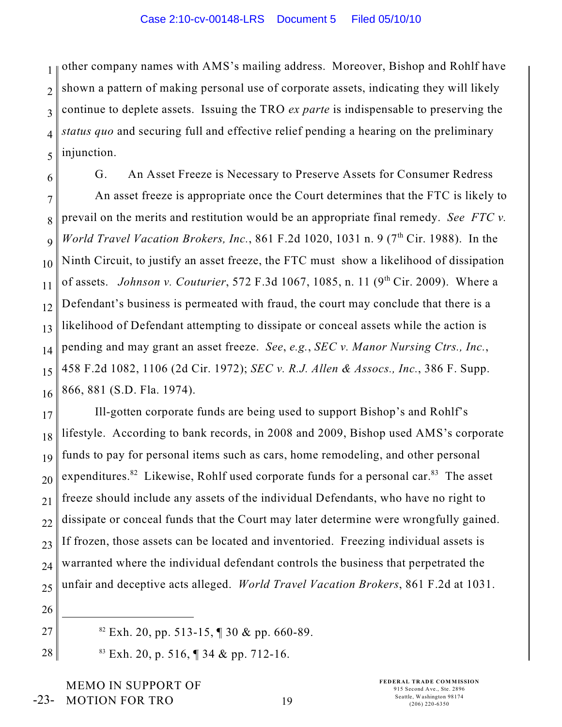other company names with AMS's mailing address. Moreover, Bishop and Rohlf have shown a pattern of making personal use of corporate assets, indicating they will likely continue to deplete assets. Issuing the TRO *ex parte* is indispensable to preserving the *status quo* and securing full and effective relief pending a hearing on the preliminary injunction.

G. An Asset Freeze is Necessary to Preserve Assets for Consumer Redress

An asset freeze is appropriate once the Court determines that the FTC is likely to prevail on the merits and restitution would be an appropriate final remedy. *See FTC v. World Travel Vacation Brokers, Inc.*, 861 F.2d 1020, 1031 n. 9 (7th Cir. 1988). In the Ninth Circuit, to justify an asset freeze, the FTC must show a likelihood of dissipation of assets. *Johnson v. Couturier*, 572 F.3d 1067, 1085, n. 11 (9th Cir. 2009). Where a Defendant's business is permeated with fraud, the court may conclude that there is a likelihood of Defendant attempting to dissipate or conceal assets while the action is pending and may grant an asset freeze. *See*, *e.g.*, *SEC v. Manor Nursing Ctrs., Inc.*, 458 F.2d 1082, 1106 (2d Cir. 1972); *SEC v. R.J. Allen & Assocs., Inc.*, 386 F. Supp. 866, 881 (S.D. Fla. 1974).

Ill-gotten corporate funds are being used to support Bishop's and Rohlf's lifestyle. According to bank records, in 2008 and 2009, Bishop used AMS's corporate funds to pay for personal items such as cars, home remodeling, and other personal expenditures.[82] Likewise, Rohlf used corporate funds for a personal car.[83] The asset freeze should include any assets of the individual Defendants, who have no right to dissipate or conceal funds that the Court may later determine were wrongfully gained. If frozen, those assets can be located and inventoried. Freezing individual assets is warranted where the individual defendant controls the business that perpetrated the unfair and deceptive acts alleged. *World Travel Vacation Brokers*, 861 F.2d at 1031.

---

[82] Exh. 20, pp. 513-15, ¶ 30 & pp. 660-89.

[83] Exh. 20, p. 516, ¶ 34 & pp. 712-16.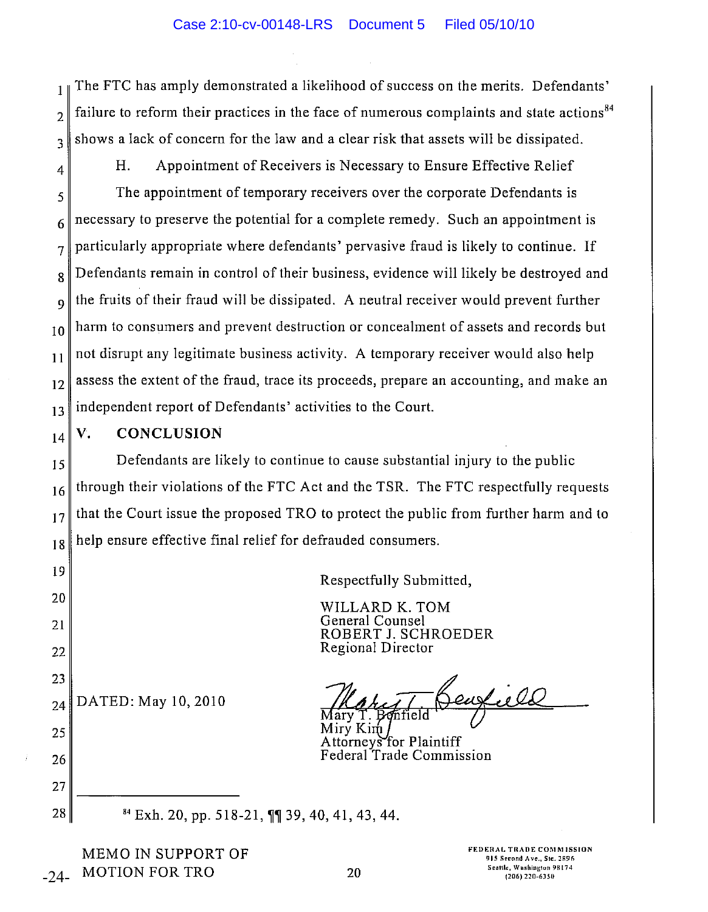The FTC has amply demonstrated a likelihood of success on the merits. Defendants' failure to reform their practices in the face of numerous complaints and state actions[84] shows a lack of concern for the law and a clear risk that assets will be dissipated.

### H. Appointment of Receivers is Necessary to Ensure Effective Relief

The appointment of temporary receivers over the corporate Defendants is necessary to preserve the potential for a complete remedy. Such an appointment is particularly appropriate where defendants' pervasive fraud is likely to continue. If Defendants remain in control of their business, evidence will likely be destroyed and the fruits of their fraud will be dissipated. A neutral receiver would prevent further harm to consumers and prevent destruction or concealment of assets and records but not disrupt any legitimate business activity. A temporary receiver would also help assess the extent of the fraud, trace its proceeds, prepare an accounting, and make an independent report of Defendants' activities to the Court.

## V. CONCLUSION

Defendants are likely to continue to cause substantial injury to the public through their violations of the FTC Act and the TSR. The FTC respectfully requests that the Court issue the proposed TRO to protect the public from further harm and to help ensure effective final relief for defrauded consumers.

Respectfully Submitted,

WILLARD K. TOM
General Counsel
ROBERT J. SCHROEDER
Regional Director

DATED: May 10, 2010

Mary T. Benfield
Miry Kim
Attorneys for Plaintiff
Federal Trade Commission

---

[84] Exh. 20, pp. 518-21, ¶¶ 39, 40, 41, 43, 44.

MEMO IN SUPPORT OF MOTION FOR TRO

FEDERAL TRADE COMMISSION
915 Second Ave., Ste. 2896
Seattle, Washington 98174
(206) 220-6350